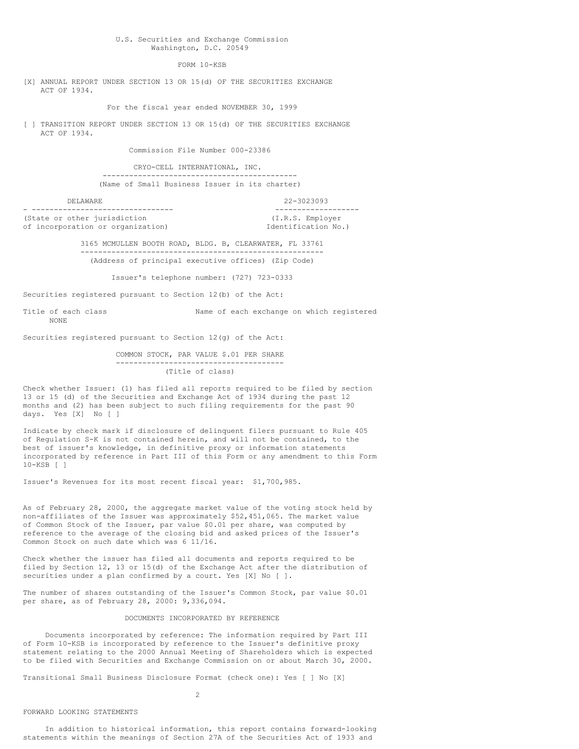U.S. Securities and Exchange Commission
Washington, D.C. 20549

FORM 10-KSB

[X] ANNUAL REPORT UNDER SECTION 13 OR 15(d) OF THE SECURITIES EXCHANGE ACT OF 1934.

For the fiscal year ended NOVEMBER 30, 1999

[ ] TRANSITION REPORT UNDER SECTION 13 OR 15(d) OF THE SECURITIES EXCHANGE ACT OF 1934.

Commission File Number 000-23386

CRYO-CELL INTERNATIONAL, INC.

(Name of Small Business Issuer in its charter)

| DELAWARE | 22-3023093 |
|---|---|
| (State or other jurisdiction of incorporation or organization) | (I.R.S. Employer Identification No.) |

3165 MCMULLEN BOOTH ROAD, BLDG. B, CLEARWATER, FL 33761

(Address of principal executive offices) (Zip Code)

Issuer's telephone number: (727) 723-0333

Securities registered pursuant to Section 12(b) of the Act:

| Title of each class | Name of each exchange on which registered |
|---|---|
| NONE | |

Securities registered pursuant to Section 12(g) of the Act:

COMMON STOCK, PAR VALUE $.01 PER SHARE

(Title of class)

Check whether Issuer: (1) has filed all reports required to be filed by section 13 or 15 (d) of the Securities and Exchange Act of 1934 during the past 12 months and (2) has been subject to such filing requirements for the past 90 days. Yes [X] No [ ]

Indicate by check mark if disclosure of delinquent filers pursuant to Rule 405 of Regulation S-K is not contained herein, and will not be contained, to the best of issuer's knowledge, in definitive proxy or information statements incorporated by reference in Part III of this Form or any amendment to this Form 10-KSB [ ]

Issuer's Revenues for its most recent fiscal year: $1,700,985.

As of February 28, 2000, the aggregate market value of the voting stock held by non-affiliates of the Issuer was approximately $52,451,065. The market value of Common Stock of the Issuer, par value $0.01 per share, was computed by reference to the average of the closing bid and asked prices of the Issuer's Common Stock on such date which was 6 11/16.

Check whether the issuer has filed all documents and reports required to be filed by Section 12, 13 or 15(d) of the Exchange Act after the distribution of securities under a plan confirmed by a court. Yes [X] No [ ].

The number of shares outstanding of the Issuer's Common Stock, par value $0.01 per share, as of February 28, 2000: 9,336,094.

DOCUMENTS INCORPORATED BY REFERENCE

Documents incorporated by reference: The information required by Part III of Form 10-KSB is incorporated by reference to the Issuer's definitive proxy statement relating to the 2000 Annual Meeting of Shareholders which is expected to be filed with Securities and Exchange Commission on or about March 30, 2000.

Transitional Small Business Disclosure Format (check one): Yes [ ] No [X]

FORWARD LOOKING STATEMENTS

In addition to historical information, this report contains forward-looking statements within the meanings of Section 27A of the Securities Act of 1933 and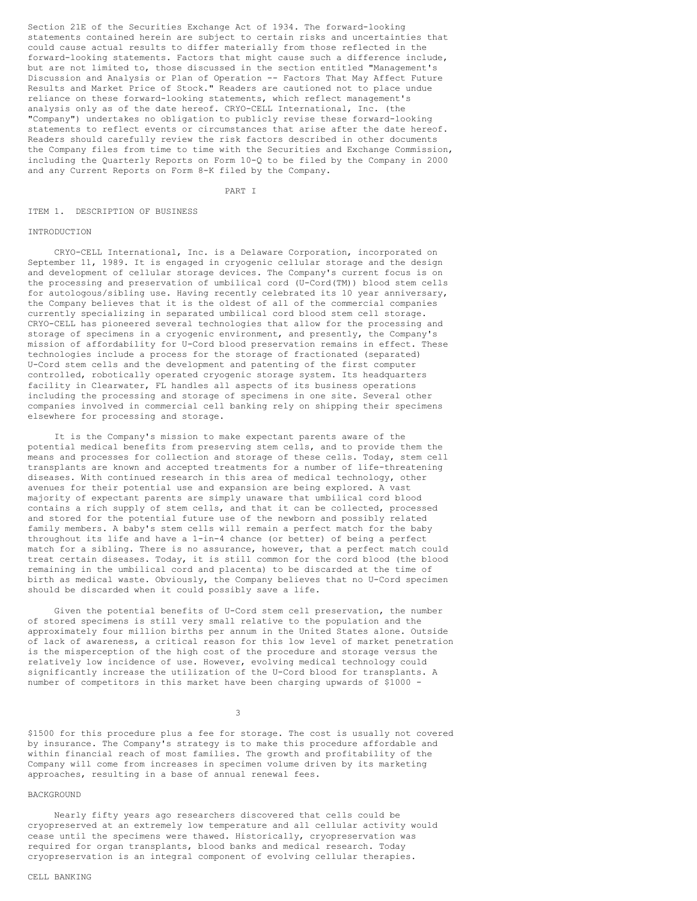Section 21E of the Securities Exchange Act of 1934. The forward-looking statements contained herein are subject to certain risks and uncertainties that could cause actual results to differ materially from those reflected in the forward-looking statements. Factors that might cause such a difference include, but are not limited to, those discussed in the section entitled "Management's Discussion and Analysis or Plan of Operation -- Factors That May Affect Future Results and Market Price of Stock." Readers are cautioned not to place undue reliance on these forward-looking statements, which reflect management's analysis only as of the date hereof. CRYO-CELL International, Inc. (the "Company") undertakes no obligation to publicly revise these forward-looking statements to reflect events or circumstances that arise after the date hereof. Readers should carefully review the risk factors described in other documents the Company files from time to time with the Securities and Exchange Commission, including the Quarterly Reports on Form 10-Q to be filed by the Company in 2000 and any Current Reports on Form 8-K filed by the Company.

# PART I

## ITEM 1. DESCRIPTION OF BUSINESS

### INTRODUCTION

CRYO-CELL International, Inc. is a Delaware Corporation, incorporated on September 11, 1989. It is engaged in cryogenic cellular storage and the design and development of cellular storage devices. The Company's current focus is on the processing and preservation of umbilical cord (U-Cord(TM)) blood stem cells for autologous/sibling use. Having recently celebrated its 10 year anniversary, the Company believes that it is the oldest of all of the commercial companies currently specializing in separated umbilical cord blood stem cell storage. CRYO-CELL has pioneered several technologies that allow for the processing and storage of specimens in a cryogenic environment, and presently, the Company's mission of affordability for U-Cord blood preservation remains in effect. These technologies include a process for the storage of fractionated (separated) U-Cord stem cells and the development and patenting of the first computer controlled, robotically operated cryogenic storage system. Its headquarters facility in Clearwater, FL handles all aspects of its business operations including the processing and storage of specimens in one site. Several other companies involved in commercial cell banking rely on shipping their specimens elsewhere for processing and storage.

It is the Company's mission to make expectant parents aware of the potential medical benefits from preserving stem cells, and to provide them the means and processes for collection and storage of these cells. Today, stem cell transplants are known and accepted treatments for a number of life-threatening diseases. With continued research in this area of medical technology, other avenues for their potential use and expansion are being explored. A vast majority of expectant parents are simply unaware that umbilical cord blood contains a rich supply of stem cells, and that it can be collected, processed and stored for the potential future use of the newborn and possibly related family members. A baby's stem cells will remain a perfect match for the baby throughout its life and have a 1-in-4 chance (or better) of being a perfect match for a sibling. There is no assurance, however, that a perfect match could treat certain diseases. Today, it is still common for the cord blood (the blood remaining in the umbilical cord and placenta) to be discarded at the time of birth as medical waste. Obviously, the Company believes that no U-Cord specimen should be discarded when it could possibly save a life.

Given the potential benefits of U-Cord stem cell preservation, the number of stored specimens is still very small relative to the population and the approximately four million births per annum in the United States alone. Outside of lack of awareness, a critical reason for this low level of market penetration is the misperception of the high cost of the procedure and storage versus the relatively low incidence of use. However, evolving medical technology could significantly increase the utilization of the U-Cord blood for transplants. A number of competitors in this market have been charging upwards of $1000 - $1500 for this procedure plus a fee for storage. The cost is usually not covered by insurance. The Company's strategy is to make this procedure affordable and within financial reach of most families. The growth and profitability of the Company will come from increases in specimen volume driven by its marketing approaches, resulting in a base of annual renewal fees.

### BACKGROUND

Nearly fifty years ago researchers discovered that cells could be cryopreserved at an extremely low temperature and all cellular activity would cease until the specimens were thawed. Historically, cryopreservation was required for organ transplants, blood banks and medical research. Today cryopreservation is an integral component of evolving cellular therapies.

### CELL BANKING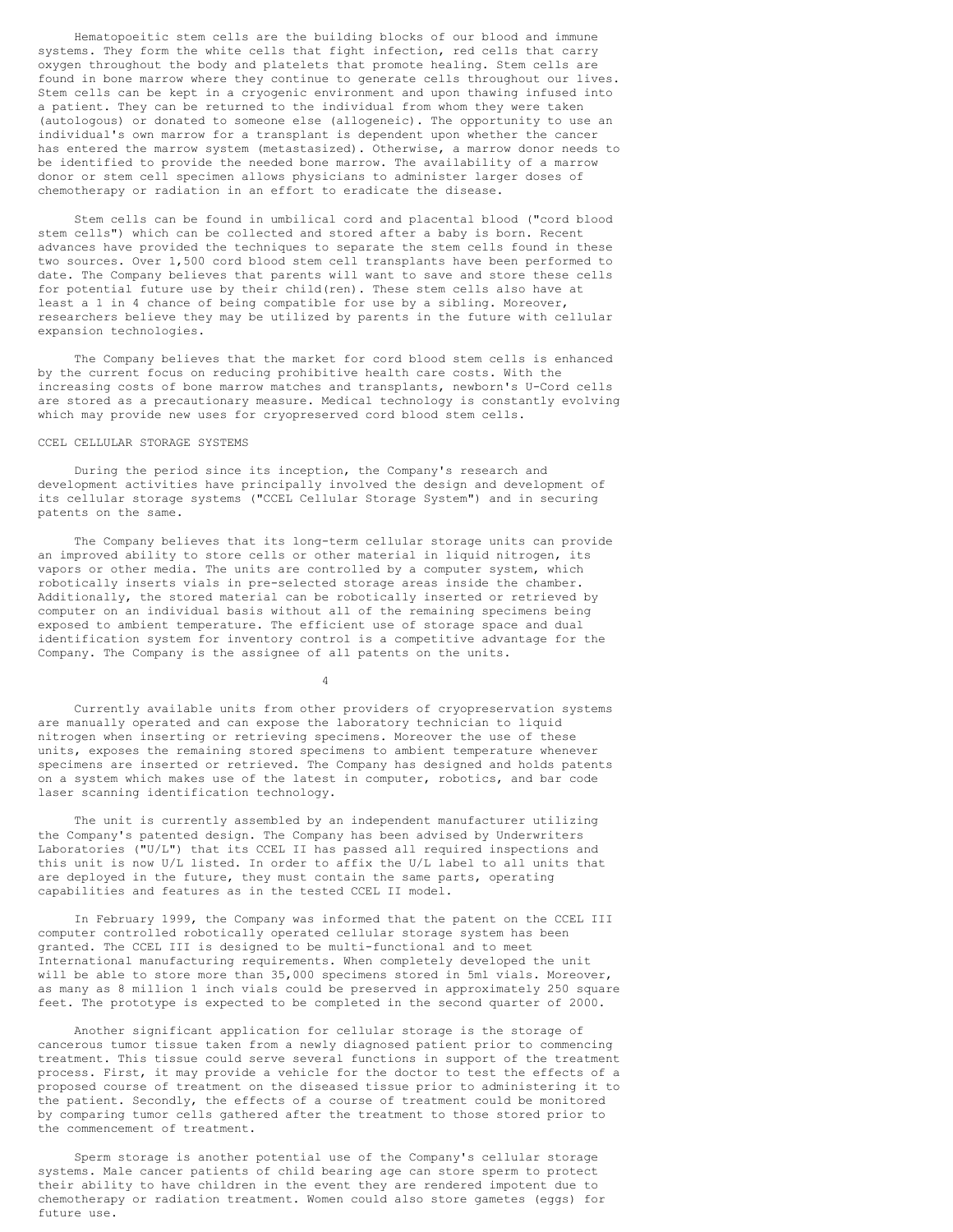Hematopoeitic stem cells are the building blocks of our blood and immune systems. They form the white cells that fight infection, red cells that carry oxygen throughout the body and platelets that promote healing. Stem cells are found in bone marrow where they continue to generate cells throughout our lives. Stem cells can be kept in a cryogenic environment and upon thawing infused into a patient. They can be returned to the individual from whom they were taken (autologous) or donated to someone else (allogeneic). The opportunity to use an individual's own marrow for a transplant is dependent upon whether the cancer has entered the marrow system (metastasized). Otherwise, a marrow donor needs to be identified to provide the needed bone marrow. The availability of a marrow donor or stem cell specimen allows physicians to administer larger doses of chemotherapy or radiation in an effort to eradicate the disease.

Stem cells can be found in umbilical cord and placental blood ("cord blood stem cells") which can be collected and stored after a baby is born. Recent advances have provided the techniques to separate the stem cells found in these two sources. Over 1,500 cord blood stem cell transplants have been performed to date. The Company believes that parents will want to save and store these cells for potential future use by their child(ren). These stem cells also have at least a 1 in 4 chance of being compatible for use by a sibling. Moreover, researchers believe they may be utilized by parents in the future with cellular expansion technologies.

The Company believes that the market for cord blood stem cells is enhanced by the current focus on reducing prohibitive health care costs. With the increasing costs of bone marrow matches and transplants, newborn's U-Cord cells are stored as a precautionary measure. Medical technology is constantly evolving which may provide new uses for cryopreserved cord blood stem cells.

## CCEL CELLULAR STORAGE SYSTEMS

During the period since its inception, the Company's research and development activities have principally involved the design and development of its cellular storage systems ("CCEL Cellular Storage System") and in securing patents on the same.

The Company believes that its long-term cellular storage units can provide an improved ability to store cells or other material in liquid nitrogen, its vapors or other media. The units are controlled by a computer system, which robotically inserts vials in pre-selected storage areas inside the chamber. Additionally, the stored material can be robotically inserted or retrieved by computer on an individual basis without all of the remaining specimens being exposed to ambient temperature. The efficient use of storage space and dual identification system for inventory control is a competitive advantage for the Company. The Company is the assignee of all patents on the units.

Currently available units from other providers of cryopreservation systems are manually operated and can expose the laboratory technician to liquid nitrogen when inserting or retrieving specimens. Moreover the use of these units, exposes the remaining stored specimens to ambient temperature whenever specimens are inserted or retrieved. The Company has designed and holds patents on a system which makes use of the latest in computer, robotics, and bar code laser scanning identification technology.

The unit is currently assembled by an independent manufacturer utilizing the Company's patented design. The Company has been advised by Underwriters Laboratories ("U/L") that its CCEL II has passed all required inspections and this unit is now U/L listed. In order to affix the U/L label to all units that are deployed in the future, they must contain the same parts, operating capabilities and features as in the tested CCEL II model.

In February 1999, the Company was informed that the patent on the CCEL III computer controlled robotically operated cellular storage system has been granted. The CCEL III is designed to be multi-functional and to meet International manufacturing requirements. When completely developed the unit will be able to store more than 35,000 specimens stored in 5ml vials. Moreover, as many as 8 million 1 inch vials could be preserved in approximately 250 square feet. The prototype is expected to be completed in the second quarter of 2000.

Another significant application for cellular storage is the storage of cancerous tumor tissue taken from a newly diagnosed patient prior to commencing treatment. This tissue could serve several functions in support of the treatment process. First, it may provide a vehicle for the doctor to test the effects of a proposed course of treatment on the diseased tissue prior to administering it to the patient. Secondly, the effects of a course of treatment could be monitored by comparing tumor cells gathered after the treatment to those stored prior to the commencement of treatment.

Sperm storage is another potential use of the Company's cellular storage systems. Male cancer patients of child bearing age can store sperm to protect their ability to have children in the event they are rendered impotent due to chemotherapy or radiation treatment. Women could also store gametes (eggs) for future use.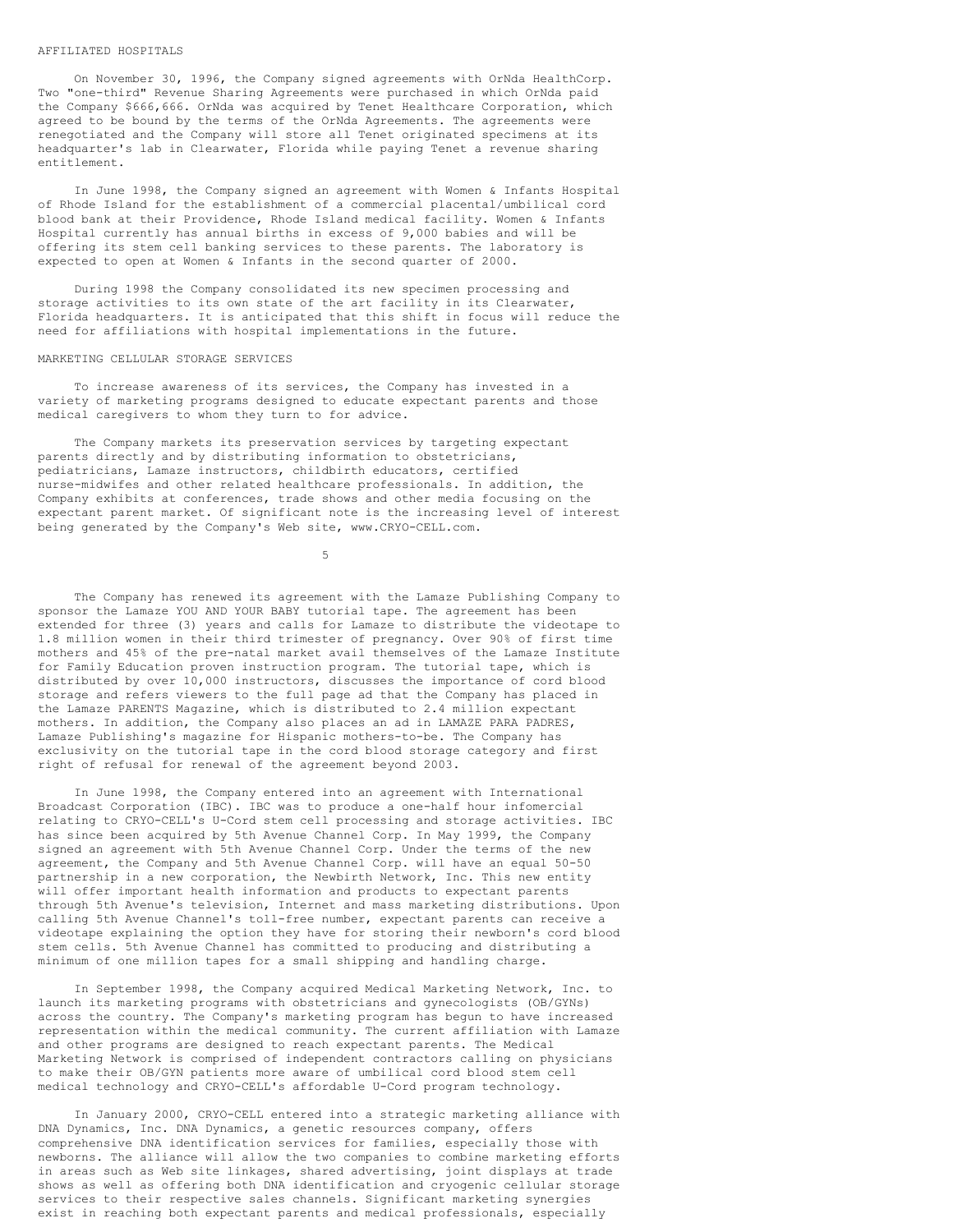## AFFILIATED HOSPITALS

On November 30, 1996, the Company signed agreements with OrNda HealthCorp. Two "one-third" Revenue Sharing Agreements were purchased in which OrNda paid the Company $666,666. OrNda was acquired by Tenet Healthcare Corporation, which agreed to be bound by the terms of the OrNda Agreements. The agreements were renegotiated and the Company will store all Tenet originated specimens at its headquarter's lab in Clearwater, Florida while paying Tenet a revenue sharing entitlement.

In June 1998, the Company signed an agreement with Women & Infants Hospital of Rhode Island for the establishment of a commercial placental/umbilical cord blood bank at their Providence, Rhode Island medical facility. Women & Infants Hospital currently has annual births in excess of 9,000 babies and will be offering its stem cell banking services to these parents. The laboratory is expected to open at Women & Infants in the second quarter of 2000.

During 1998 the Company consolidated its new specimen processing and storage activities to its own state of the art facility in its Clearwater, Florida headquarters. It is anticipated that this shift in focus will reduce the need for affiliations with hospital implementations in the future.

## MARKETING CELLULAR STORAGE SERVICES

To increase awareness of its services, the Company has invested in a variety of marketing programs designed to educate expectant parents and those medical caregivers to whom they turn to for advice.

The Company markets its preservation services by targeting expectant parents directly and by distributing information to obstetricians, pediatricians, Lamaze instructors, childbirth educators, certified nurse-midwifes and other related healthcare professionals. In addition, the Company exhibits at conferences, trade shows and other media focusing on the expectant parent market. Of significant note is the increasing level of interest being generated by the Company's Web site, www.CRYO-CELL.com.

The Company has renewed its agreement with the Lamaze Publishing Company to sponsor the Lamaze YOU AND YOUR BABY tutorial tape. The agreement has been extended for three (3) years and calls for Lamaze to distribute the videotape to 1.8 million women in their third trimester of pregnancy. Over 90% of first time mothers and 45% of the pre-natal market avail themselves of the Lamaze Institute for Family Education proven instruction program. The tutorial tape, which is distributed by over 10,000 instructors, discusses the importance of cord blood storage and refers viewers to the full page ad that the Company has placed in the Lamaze PARENTS Magazine, which is distributed to 2.4 million expectant mothers. In addition, the Company also places an ad in LAMAZE PARA PADRES, Lamaze Publishing's magazine for Hispanic mothers-to-be. The Company has exclusivity on the tutorial tape in the cord blood storage category and first right of refusal for renewal of the agreement beyond 2003.

In June 1998, the Company entered into an agreement with International Broadcast Corporation (IBC). IBC was to produce a one-half hour infomercial relating to CRYO-CELL's U-Cord stem cell processing and storage activities. IBC has since been acquired by 5th Avenue Channel Corp. In May 1999, the Company signed an agreement with 5th Avenue Channel Corp. Under the terms of the new agreement, the Company and 5th Avenue Channel Corp. will have an equal 50-50 partnership in a new corporation, the Newbirth Network, Inc. This new entity will offer important health information and products to expectant parents through 5th Avenue's television, Internet and mass marketing distributions. Upon calling 5th Avenue Channel's toll-free number, expectant parents can receive a videotape explaining the option they have for storing their newborn's cord blood stem cells. 5th Avenue Channel has committed to producing and distributing a minimum of one million tapes for a small shipping and handling charge.

In September 1998, the Company acquired Medical Marketing Network, Inc. to launch its marketing programs with obstetricians and gynecologists (OB/GYNs) across the country. The Company's marketing program has begun to have increased representation within the medical community. The current affiliation with Lamaze and other programs are designed to reach expectant parents. The Medical Marketing Network is comprised of independent contractors calling on physicians to make their OB/GYN patients more aware of umbilical cord blood stem cell medical technology and CRYO-CELL's affordable U-Cord program technology.

In January 2000, CRYO-CELL entered into a strategic marketing alliance with DNA Dynamics, Inc. DNA Dynamics, a genetic resources company, offers comprehensive DNA identification services for families, especially those with newborns. The alliance will allow the two companies to combine marketing efforts in areas such as Web site linkages, shared advertising, joint displays at trade shows as well as offering both DNA identification and cryogenic cellular storage services to their respective sales channels. Significant marketing synergies exist in reaching both expectant parents and medical professionals, especially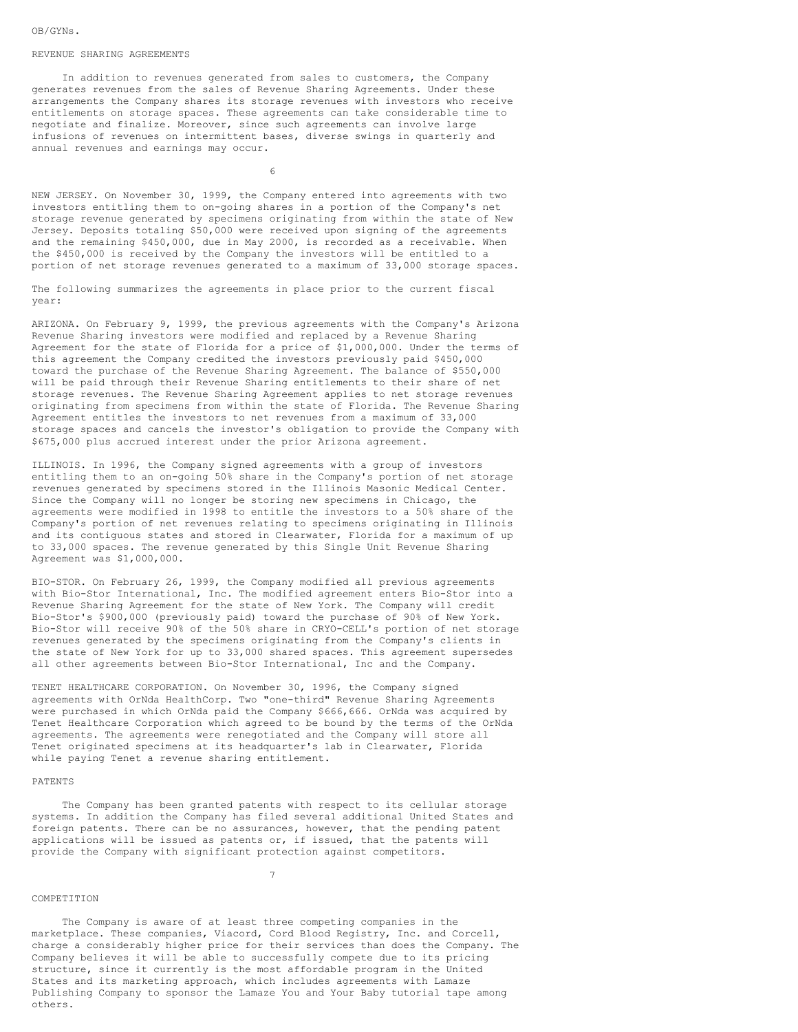OB/GYNs.

## REVENUE SHARING AGREEMENTS

In addition to revenues generated from sales to customers, the Company generates revenues from the sales of Revenue Sharing Agreements. Under these arrangements the Company shares its storage revenues with investors who receive entitlements on storage spaces. These agreements can take considerable time to negotiate and finalize. Moreover, since such agreements can involve large infusions of revenues on intermittent bases, diverse swings in quarterly and annual revenues and earnings may occur.

NEW JERSEY. On November 30, 1999, the Company entered into agreements with two investors entitling them to on-going shares in a portion of the Company's net storage revenue generated by specimens originating from within the state of New Jersey. Deposits totaling $50,000 were received upon signing of the agreements and the remaining $450,000, due in May 2000, is recorded as a receivable. When the $450,000 is received by the Company the investors will be entitled to a portion of net storage revenues generated to a maximum of 33,000 storage spaces.

The following summarizes the agreements in place prior to the current fiscal year:

ARIZONA. On February 9, 1999, the previous agreements with the Company's Arizona Revenue Sharing investors were modified and replaced by a Revenue Sharing Agreement for the state of Florida for a price of $1,000,000. Under the terms of this agreement the Company credited the investors previously paid $450,000 toward the purchase of the Revenue Sharing Agreement. The balance of $550,000 will be paid through their Revenue Sharing entitlements to their share of net storage revenues. The Revenue Sharing Agreement applies to net storage revenues originating from specimens from within the state of Florida. The Revenue Sharing Agreement entitles the investors to net revenues from a maximum of 33,000 storage spaces and cancels the investor's obligation to provide the Company with $675,000 plus accrued interest under the prior Arizona agreement.

ILLINOIS. In 1996, the Company signed agreements with a group of investors entitling them to an on-going 50% share in the Company's portion of net storage revenues generated by specimens stored in the Illinois Masonic Medical Center. Since the Company will no longer be storing new specimens in Chicago, the agreements were modified in 1998 to entitle the investors to a 50% share of the Company's portion of net revenues relating to specimens originating in Illinois and its contiguous states and stored in Clearwater, Florida for a maximum of up to 33,000 spaces. The revenue generated by this Single Unit Revenue Sharing Agreement was $1,000,000.

BIO-STOR. On February 26, 1999, the Company modified all previous agreements with Bio-Stor International, Inc. The modified agreement enters Bio-Stor into a Revenue Sharing Agreement for the state of New York. The Company will credit Bio-Stor's $900,000 (previously paid) toward the purchase of 90% of New York. Bio-Stor will receive 90% of the 50% share in CRYO-CELL's portion of net storage revenues generated by the specimens originating from the Company's clients in the state of New York for up to 33,000 shared spaces. This agreement supersedes all other agreements between Bio-Stor International, Inc and the Company.

TENET HEALTHCARE CORPORATION. On November 30, 1996, the Company signed agreements with OrNda HealthCorp. Two "one-third" Revenue Sharing Agreements were purchased in which OrNda paid the Company $666,666. OrNda was acquired by Tenet Healthcare Corporation which agreed to be bound by the terms of the OrNda agreements. The agreements were renegotiated and the Company will store all Tenet originated specimens at its headquarter's lab in Clearwater, Florida while paying Tenet a revenue sharing entitlement.

## PATENTS

The Company has been granted patents with respect to its cellular storage systems. In addition the Company has filed several additional United States and foreign patents. There can be no assurances, however, that the pending patent applications will be issued as patents or, if issued, that the patents will provide the Company with significant protection against competitors.

## COMPETITION

The Company is aware of at least three competing companies in the marketplace. These companies, Viacord, Cord Blood Registry, Inc. and Corcell, charge a considerably higher price for their services than does the Company. The Company believes it will be able to successfully compete due to its pricing structure, since it currently is the most affordable program in the United States and its marketing approach, which includes agreements with Lamaze Publishing Company to sponsor the Lamaze You and Your Baby tutorial tape among others.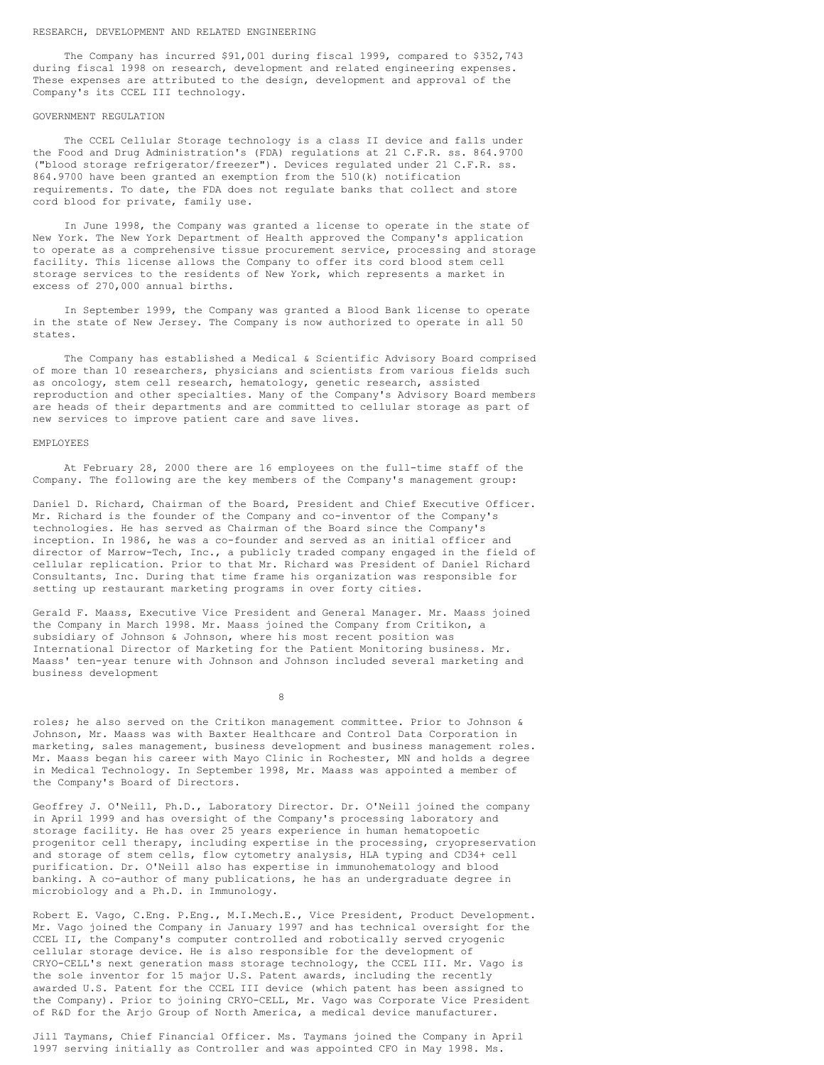## RESEARCH, DEVELOPMENT AND RELATED ENGINEERING

The Company has incurred $91,001 during fiscal 1999, compared to $352,743 during fiscal 1998 on research, development and related engineering expenses. These expenses are attributed to the design, development and approval of the Company's its CCEL III technology.

## GOVERNMENT REGULATION

The CCEL Cellular Storage technology is a class II device and falls under the Food and Drug Administration's (FDA) regulations at 21 C.F.R. ss. 864.9700 ("blood storage refrigerator/freezer"). Devices regulated under 21 C.F.R. ss. 864.9700 have been granted an exemption from the 510(k) notification requirements. To date, the FDA does not regulate banks that collect and store cord blood for private, family use.

In June 1998, the Company was granted a license to operate in the state of New York. The New York Department of Health approved the Company's application to operate as a comprehensive tissue procurement service, processing and storage facility. This license allows the Company to offer its cord blood stem cell storage services to the residents of New York, which represents a market in excess of 270,000 annual births.

In September 1999, the Company was granted a Blood Bank license to operate in the state of New Jersey. The Company is now authorized to operate in all 50 states.

The Company has established a Medical & Scientific Advisory Board comprised of more than 10 researchers, physicians and scientists from various fields such as oncology, stem cell research, hematology, genetic research, assisted reproduction and other specialties. Many of the Company's Advisory Board members are heads of their departments and are committed to cellular storage as part of new services to improve patient care and save lives.

## EMPLOYEES

At February 28, 2000 there are 16 employees on the full-time staff of the Company. The following are the key members of the Company's management group:

Daniel D. Richard, Chairman of the Board, President and Chief Executive Officer. Mr. Richard is the founder of the Company and co-inventor of the Company's technologies. He has served as Chairman of the Board since the Company's inception. In 1986, he was a co-founder and served as an initial officer and director of Marrow-Tech, Inc., a publicly traded company engaged in the field of cellular replication. Prior to that Mr. Richard was President of Daniel Richard Consultants, Inc. During that time frame his organization was responsible for setting up restaurant marketing programs in over forty cities.

Gerald F. Maass, Executive Vice President and General Manager. Mr. Maass joined the Company in March 1998. Mr. Maass joined the Company from Critikon, a subsidiary of Johnson & Johnson, where his most recent position was International Director of Marketing for the Patient Monitoring business. Mr. Maass' ten-year tenure with Johnson and Johnson included several marketing and business development roles; he also served on the Critikon management committee. Prior to Johnson & Johnson, Mr. Maass was with Baxter Healthcare and Control Data Corporation in marketing, sales management, business development and business management roles. Mr. Maass began his career with Mayo Clinic in Rochester, MN and holds a degree in Medical Technology. In September 1998, Mr. Maass was appointed a member of the Company's Board of Directors.

Geoffrey J. O'Neill, Ph.D., Laboratory Director. Dr. O'Neill joined the company in April 1999 and has oversight of the Company's processing laboratory and storage facility. He has over 25 years experience in human hematopoetic progenitor cell therapy, including expertise in the processing, cryopreservation and storage of stem cells, flow cytometry analysis, HLA typing and CD34+ cell purification. Dr. O'Neill also has expertise in immunohematology and blood banking. A co-author of many publications, he has an undergraduate degree in microbiology and a Ph.D. in Immunology.

Robert E. Vago, C.Eng. P.Eng., M.I.Mech.E., Vice President, Product Development. Mr. Vago joined the Company in January 1997 and has technical oversight for the CCEL II, the Company's computer controlled and robotically served cryogenic cellular storage device. He is also responsible for the development of CRYO-CELL's next generation mass storage technology, the CCEL III. Mr. Vago is the sole inventor for 15 major U.S. Patent awards, including the recently awarded U.S. Patent for the CCEL III device (which patent has been assigned to the Company). Prior to joining CRYO-CELL, Mr. Vago was Corporate Vice President of R&D for the Arjo Group of North America, a medical device manufacturer.

Jill Taymans, Chief Financial Officer. Ms. Taymans joined the Company in April 1997 serving initially as Controller and was appointed CFO in May 1998. Ms.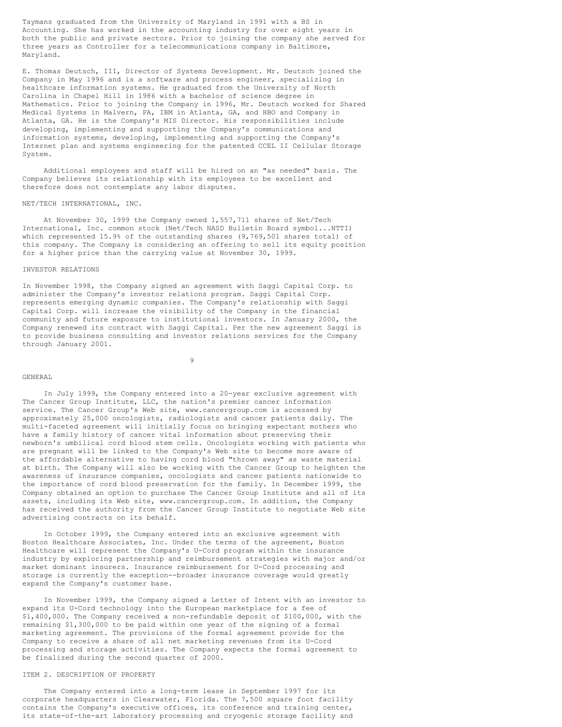Taymans graduated from the University of Maryland in 1991 with a BS in Accounting. She has worked in the accounting industry for over eight years in both the public and private sectors. Prior to joining the company she served for three years as Controller for a telecommunications company in Baltimore, Maryland.

E. Thomas Deutsch, III, Director of Systems Development. Mr. Deutsch joined the Company in May 1996 and is a software and process engineer, specializing in healthcare information systems. He graduated from the University of North Carolina in Chapel Hill in 1986 with a bachelor of science degree in Mathematics. Prior to joining the Company in 1996, Mr. Deutsch worked for Shared Medical Systems in Malvern, PA, IBM in Atlanta, GA, and HBO and Company in Atlanta, GA. He is the Company's MIS Director. His responsibilities include developing, implementing and supporting the Company's communications and information systems, developing, implementing and supporting the Company's Internet plan and systems engineering for the patented CCEL II Cellular Storage System.

Additional employees and staff will be hired on an "as needed" basis. The Company believes its relationship with its employees to be excellent and therefore does not contemplate any labor disputes.

NET/TECH INTERNATIONAL, INC.

At November 30, 1999 the Company owned 1,557,711 shares of Net/Tech International, Inc. common stock (Net/Tech NASD Bulletin Board symbol...NTTI) which represented 15.9% of the outstanding shares (9,769,501 shares total) of this company. The Company is considering an offering to sell its equity position for a higher price than the carrying value at November 30, 1999.

INVESTOR RELATIONS

In November 1998, the Company signed an agreement with Saggi Capital Corp. to administer the Company's investor relations program. Saggi Capital Corp. represents emerging dynamic companies. The Company's relationship with Saggi Capital Corp. will increase the visibility of the Company in the financial community and future exposure to institutional investors. In January 2000, the Company renewed its contract with Saggi Capital. Per the new agreement Saggi is to provide business consulting and investor relations services for the Company through January 2001.

GENERAL

In July 1999, the Company entered into a 20-year exclusive agreement with The Cancer Group Institute, LLC, the nation's premier cancer information service. The Cancer Group's Web site, www.cancergroup.com is accessed by approximately 25,000 oncologists, radiologists and cancer patients daily. The multi-faceted agreement will initially focus on bringing expectant mothers who have a family history of cancer vital information about preserving their newborn's umbilical cord blood stem cells. Oncologists working with patients who are pregnant will be linked to the Company's Web site to become more aware of the affordable alternative to having cord blood "thrown away" as waste material at birth. The Company will also be working with the Cancer Group to heighten the awareness of insurance companies, oncologists and cancer patients nationwide to the importance of cord blood preservation for the family. In December 1999, the Company obtained an option to purchase The Cancer Group Institute and all of its assets, including its Web site, www.cancergroup.com. In addition, the Company has received the authority from the Cancer Group Institute to negotiate Web site advertising contracts on its behalf.

In October 1999, the Company entered into an exclusive agreement with Boston Healthcare Associates, Inc. Under the terms of the agreement, Boston Healthcare will represent the Company's U-Cord program within the insurance industry by exploring partnership and reimbursement strategies with major and/or market dominant insurers. Insurance reimbursement for U-Cord processing and storage is currently the exception--broader insurance coverage would greatly expand the Company's customer base.

In November 1999, the Company signed a Letter of Intent with an investor to expand its U-Cord technology into the European marketplace for a fee of $1,400,000. The Company received a non-refundable deposit of $100,000, with the remaining $1,300,000 to be paid within one year of the signing of a formal marketing agreement. The provisions of the formal agreement provide for the Company to receive a share of all net marketing revenues from its U-Cord processing and storage activities. The Company expects the formal agreement to be finalized during the second quarter of 2000.

ITEM 2. DESCRIPTION OF PROPERTY

The Company entered into a long-term lease in September 1997 for its corporate headquarters in Clearwater, Florida. The 7,500 square foot facility contains the Company's executive offices, its conference and training center, its state-of-the-art laboratory processing and cryogenic storage facility and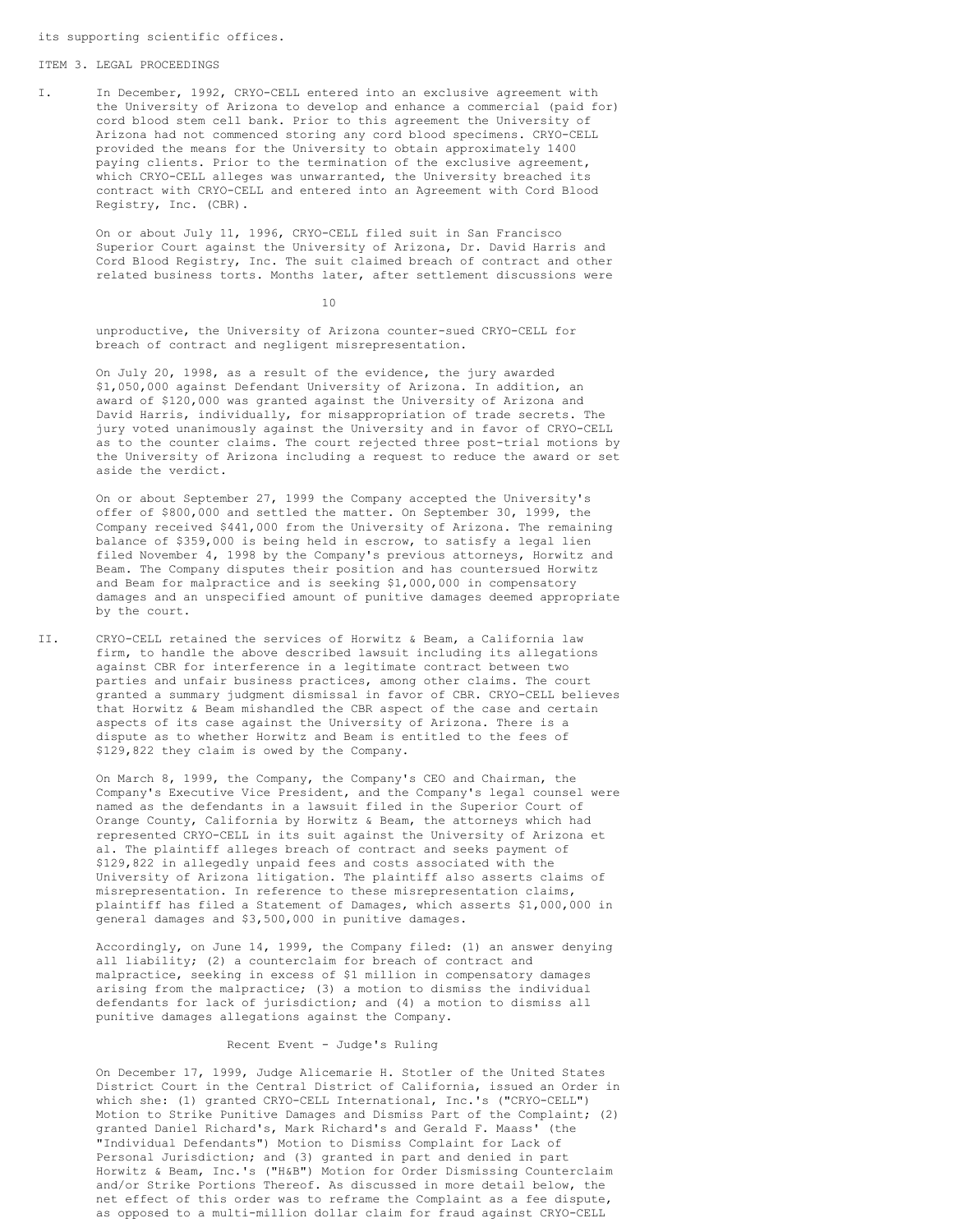its supporting scientific offices.

## ITEM 3. LEGAL PROCEEDINGS

I. In December, 1992, CRYO-CELL entered into an exclusive agreement with the University of Arizona to develop and enhance a commercial (paid for) cord blood stem cell bank. Prior to this agreement the University of Arizona had not commenced storing any cord blood specimens. CRYO-CELL provided the means for the University to obtain approximately 1400 paying clients. Prior to the termination of the exclusive agreement, which CRYO-CELL alleges was unwarranted, the University breached its contract with CRYO-CELL and entered into an Agreement with Cord Blood Registry, Inc. (CBR).

On or about July 11, 1996, CRYO-CELL filed suit in San Francisco Superior Court against the University of Arizona, Dr. David Harris and Cord Blood Registry, Inc. The suit claimed breach of contract and other related business torts. Months later, after settlement discussions were unproductive, the University of Arizona counter-sued CRYO-CELL for breach of contract and negligent misrepresentation.

On July 20, 1998, as a result of the evidence, the jury awarded $1,050,000 against Defendant University of Arizona. In addition, an award of $120,000 was granted against the University of Arizona and David Harris, individually, for misappropriation of trade secrets. The jury voted unanimously against the University and in favor of CRYO-CELL as to the counter claims. The court rejected three post-trial motions by the University of Arizona including a request to reduce the award or set aside the verdict.

On or about September 27, 1999 the Company accepted the University's offer of $800,000 and settled the matter. On September 30, 1999, the Company received $441,000 from the University of Arizona. The remaining balance of $359,000 is being held in escrow, to satisfy a legal lien filed November 4, 1998 by the Company's previous attorneys, Horwitz and Beam. The Company disputes their position and has countersued Horwitz and Beam for malpractice and is seeking $1,000,000 in compensatory damages and an unspecified amount of punitive damages deemed appropriate by the court.

II. CRYO-CELL retained the services of Horwitz & Beam, a California law firm, to handle the above described lawsuit including its allegations against CBR for interference in a legitimate contract between two parties and unfair business practices, among other claims. The court granted a summary judgment dismissal in favor of CBR. CRYO-CELL believes that Horwitz & Beam mishandled the CBR aspect of the case and certain aspects of its case against the University of Arizona. There is a dispute as to whether Horwitz and Beam is entitled to the fees of $129,822 they claim is owed by the Company.

On March 8, 1999, the Company, the Company's CEO and Chairman, the Company's Executive Vice President, and the Company's legal counsel were named as the defendants in a lawsuit filed in the Superior Court of Orange County, California by Horwitz & Beam, the attorneys which had represented CRYO-CELL in its suit against the University of Arizona et al. The plaintiff alleges breach of contract and seeks payment of $129,822 in allegedly unpaid fees and costs associated with the University of Arizona litigation. The plaintiff also asserts claims of misrepresentation. In reference to these misrepresentation claims, plaintiff has filed a Statement of Damages, which asserts $1,000,000 in general damages and $3,500,000 in punitive damages.

Accordingly, on June 14, 1999, the Company filed: (1) an answer denying all liability; (2) a counterclaim for breach of contract and malpractice, seeking in excess of $1 million in compensatory damages arising from the malpractice; (3) a motion to dismiss the individual defendants for lack of jurisdiction; and (4) a motion to dismiss all punitive damages allegations against the Company.

### Recent Event - Judge's Ruling

On December 17, 1999, Judge Alicemarie H. Stotler of the United States District Court in the Central District of California, issued an Order in which she: (1) granted CRYO-CELL International, Inc.'s ("CRYO-CELL") Motion to Strike Punitive Damages and Dismiss Part of the Complaint; (2) granted Daniel Richard's, Mark Richard's and Gerald F. Maass' (the "Individual Defendants") Motion to Dismiss Complaint for Lack of Personal Jurisdiction; and (3) granted in part and denied in part Horwitz & Beam, Inc.'s ("H&B") Motion for Order Dismissing Counterclaim and/or Strike Portions Thereof. As discussed in more detail below, the net effect of this order was to reframe the Complaint as a fee dispute, as opposed to a multi-million dollar claim for fraud against CRYO-CELL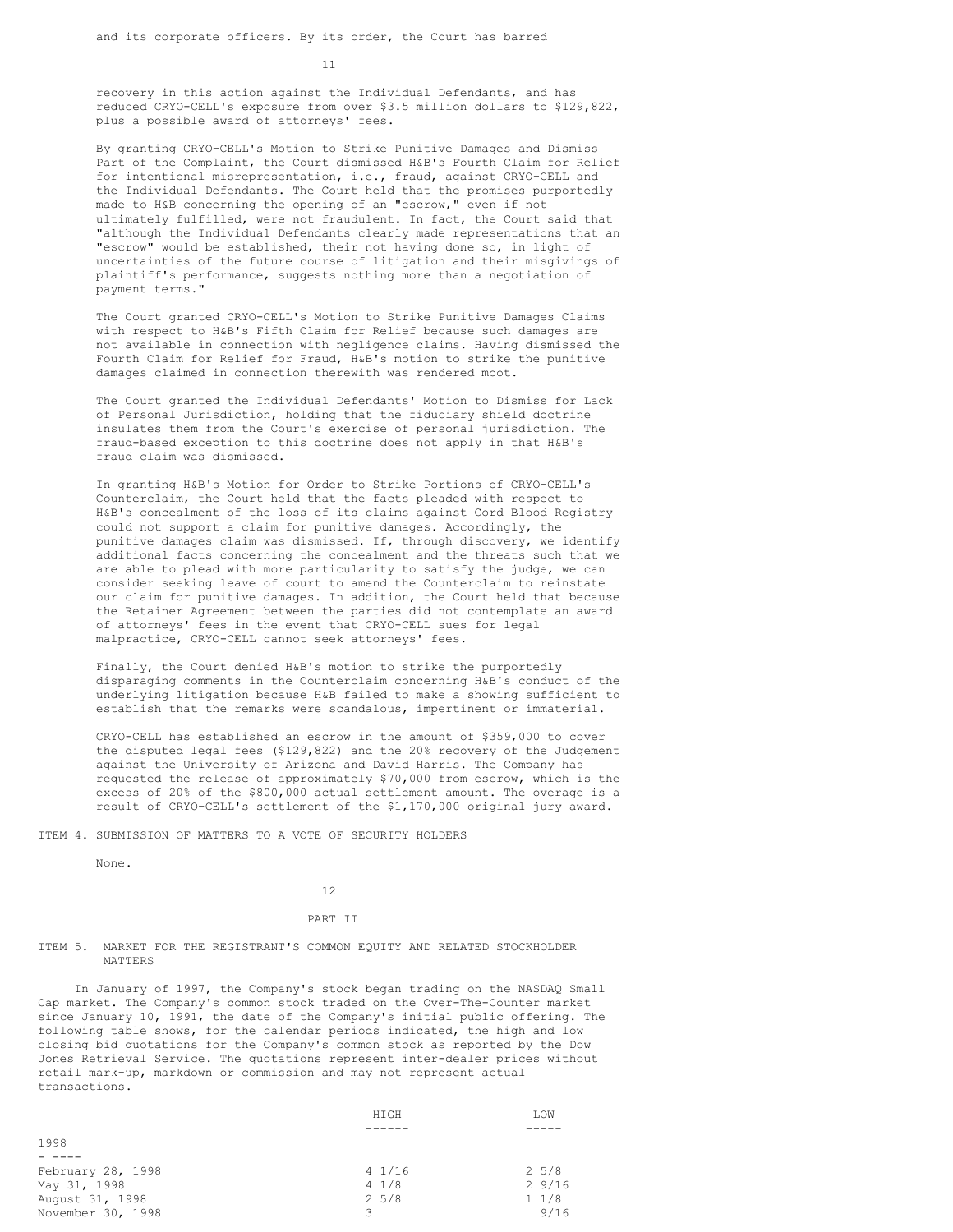and its corporate officers. By its order, the Court has barred

recovery in this action against the Individual Defendants, and has reduced CRYO-CELL's exposure from over $3.5 million dollars to $129,822, plus a possible award of attorneys' fees.

By granting CRYO-CELL's Motion to Strike Punitive Damages and Dismiss Part of the Complaint, the Court dismissed H&B's Fourth Claim for Relief for intentional misrepresentation, i.e., fraud, against CRYO-CELL and the Individual Defendants. The Court held that the promises purportedly made to H&B concerning the opening of an "escrow," even if not ultimately fulfilled, were not fraudulent. In fact, the Court said that "although the Individual Defendants clearly made representations that an "escrow" would be established, their not having done so, in light of uncertainties of the future course of litigation and their misgivings of plaintiff's performance, suggests nothing more than a negotiation of payment terms."

The Court granted CRYO-CELL's Motion to Strike Punitive Damages Claims with respect to H&B's Fifth Claim for Relief because such damages are not available in connection with negligence claims. Having dismissed the Fourth Claim for Relief for Fraud, H&B's motion to strike the punitive damages claimed in connection therewith was rendered moot.

The Court granted the Individual Defendants' Motion to Dismiss for Lack of Personal Jurisdiction, holding that the fiduciary shield doctrine insulates them from the Court's exercise of personal jurisdiction. The fraud-based exception to this doctrine does not apply in that H&B's fraud claim was dismissed.

In granting H&B's Motion for Order to Strike Portions of CRYO-CELL's Counterclaim, the Court held that the facts pleaded with respect to H&B's concealment of the loss of its claims against Cord Blood Registry could not support a claim for punitive damages. Accordingly, the punitive damages claim was dismissed. If, through discovery, we identify additional facts concerning the concealment and the threats such that we are able to plead with more particularity to satisfy the judge, we can consider seeking leave of court to amend the Counterclaim to reinstate our claim for punitive damages. In addition, the Court held that because the Retainer Agreement between the parties did not contemplate an award of attorneys' fees in the event that CRYO-CELL sues for legal malpractice, CRYO-CELL cannot seek attorneys' fees.

Finally, the Court denied H&B's motion to strike the purportedly disparaging comments in the Counterclaim concerning H&B's conduct of the underlying litigation because H&B failed to make a showing sufficient to establish that the remarks were scandalous, impertinent or immaterial.

CRYO-CELL has established an escrow in the amount of $359,000 to cover the disputed legal fees ($129,822) and the 20% recovery of the Judgement against the University of Arizona and David Harris. The Company has requested the release of approximately $70,000 from escrow, which is the excess of 20% of the $800,000 actual settlement amount. The overage is a result of CRYO-CELL's settlement of the $1,170,000 original jury award.

## ITEM 4. SUBMISSION OF MATTERS TO A VOTE OF SECURITY HOLDERS

None.

# PART II

## ITEM 5. MARKET FOR THE REGISTRANT'S COMMON EQUITY AND RELATED STOCKHOLDER MATTERS

In January of 1997, the Company's stock began trading on the NASDAQ Small Cap market. The Company's common stock traded on the Over-The-Counter market since January 10, 1991, the date of the Company's initial public offering. The following table shows, for the calendar periods indicated, the high and low closing bid quotations for the Company's common stock as reported by the Dow Jones Retrieval Service. The quotations represent inter-dealer prices without retail mark-up, markdown or commission and may not represent actual transactions.

| | HIGH | LOW |
|---|---|---|
| **1998** | | |
| February 28, 1998 | 4 1/16 | 2 5/8 |
| May 31, 1998 | 4 1/8 | 2 9/16 |
| August 31, 1998 | 2 5/8 | 1 1/8 |
| November 30, 1998 | 3 | 9/16 |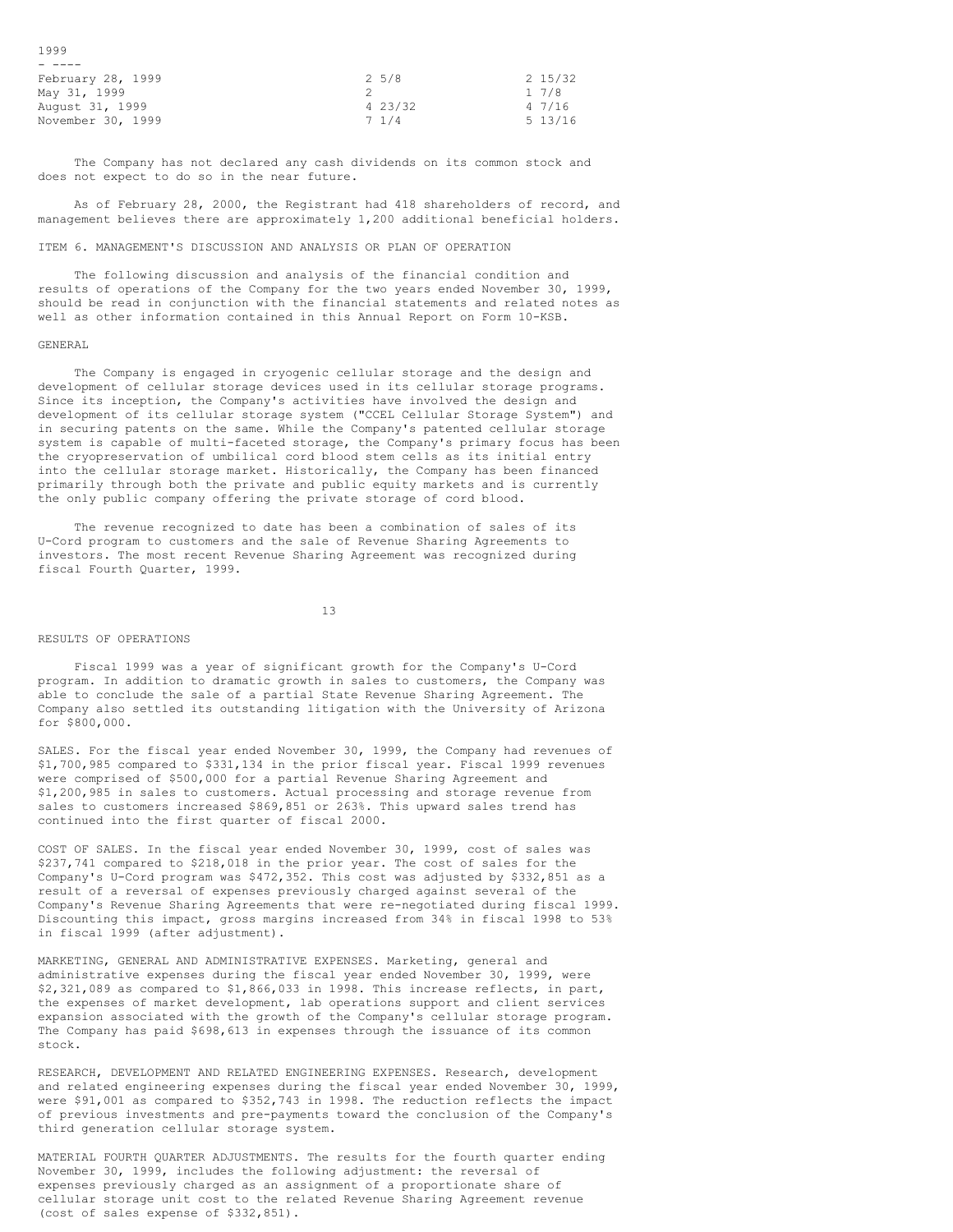| 1999 | | |
| --- | --- | --- |
| February 28, 1999 | 2 5/8 | 2 15/32 |
| May 31, 1999 | 2 | 1 7/8 |
| August 31, 1999 | 4 23/32 | 4 7/16 |
| November 30, 1999 | 7 1/4 | 5 13/16 |

The Company has not declared any cash dividends on its common stock and does not expect to do so in the near future.

As of February 28, 2000, the Registrant had 418 shareholders of record, and management believes there are approximately 1,200 additional beneficial holders.

## ITEM 6. MANAGEMENT'S DISCUSSION AND ANALYSIS OR PLAN OF OPERATION

The following discussion and analysis of the financial condition and results of operations of the Company for the two years ended November 30, 1999, should be read in conjunction with the financial statements and related notes as well as other information contained in this Annual Report on Form 10-KSB.

### GENERAL

The Company is engaged in cryogenic cellular storage and the design and development of cellular storage devices used in its cellular storage programs. Since its inception, the Company's activities have involved the design and development of its cellular storage system ("CCEL Cellular Storage System") and in securing patents on the same. While the Company's patented cellular storage system is capable of multi-faceted storage, the Company's primary focus has been the cryopreservation of umbilical cord blood stem cells as its initial entry into the cellular storage market. Historically, the Company has been financed primarily through both the private and public equity markets and is currently the only public company offering the private storage of cord blood.

The revenue recognized to date has been a combination of sales of its U-Cord program to customers and the sale of Revenue Sharing Agreements to investors. The most recent Revenue Sharing Agreement was recognized during fiscal Fourth Quarter, 1999.

### RESULTS OF OPERATIONS

Fiscal 1999 was a year of significant growth for the Company's U-Cord program. In addition to dramatic growth in sales to customers, the Company was able to conclude the sale of a partial State Revenue Sharing Agreement. The Company also settled its outstanding litigation with the University of Arizona for $800,000.

SALES. For the fiscal year ended November 30, 1999, the Company had revenues of $1,700,985 compared to $331,134 in the prior fiscal year. Fiscal 1999 revenues were comprised of $500,000 for a partial Revenue Sharing Agreement and $1,200,985 in sales to customers. Actual processing and storage revenue from sales to customers increased $869,851 or 263%. This upward sales trend has continued into the first quarter of fiscal 2000.

COST OF SALES. In the fiscal year ended November 30, 1999, cost of sales was $237,741 compared to $218,018 in the prior year. The cost of sales for the Company's U-Cord program was $472,352. This cost was adjusted by $332,851 as a result of a reversal of expenses previously charged against several of the Company's Revenue Sharing Agreements that were re-negotiated during fiscal 1999. Discounting this impact, gross margins increased from 34% in fiscal 1998 to 53% in fiscal 1999 (after adjustment).

MARKETING, GENERAL AND ADMINISTRATIVE EXPENSES. Marketing, general and administrative expenses during the fiscal year ended November 30, 1999, were $2,321,089 as compared to $1,866,033 in 1998. This increase reflects, in part, the expenses of market development, lab operations support and client services expansion associated with the growth of the Company's cellular storage program. The Company has paid $698,613 in expenses through the issuance of its common stock.

RESEARCH, DEVELOPMENT AND RELATED ENGINEERING EXPENSES. Research, development and related engineering expenses during the fiscal year ended November 30, 1999, were $91,001 as compared to $352,743 in 1998. The reduction reflects the impact of previous investments and pre-payments toward the conclusion of the Company's third generation cellular storage system.

MATERIAL FOURTH QUARTER ADJUSTMENTS. The results for the fourth quarter ending November 30, 1999, includes the following adjustment: the reversal of expenses previously charged as an assignment of a proportionate share of cellular storage unit cost to the related Revenue Sharing Agreement revenue (cost of sales expense of $332,851).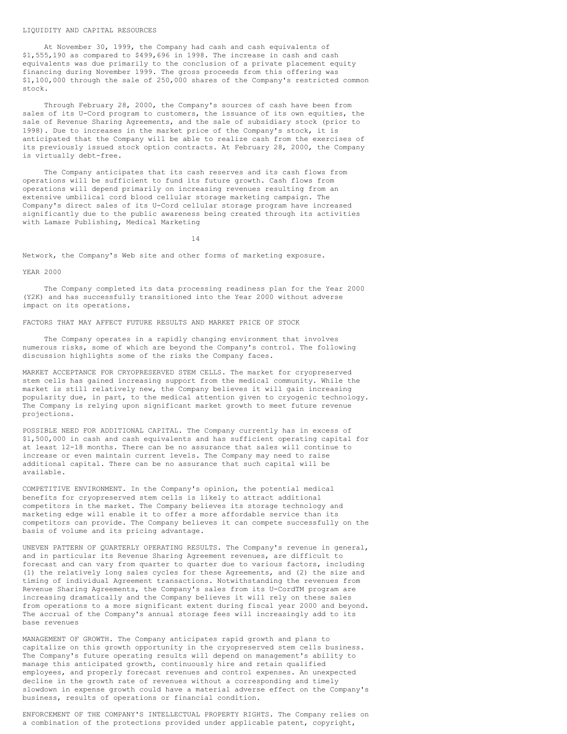## LIQUIDITY AND CAPITAL RESOURCES

At November 30, 1999, the Company had cash and cash equivalents of $1,555,190 as compared to $499,696 in 1998. The increase in cash and cash equivalents was due primarily to the conclusion of a private placement equity financing during November 1999. The gross proceeds from this offering was $1,100,000 through the sale of 250,000 shares of the Company's restricted common stock.

Through February 28, 2000, the Company's sources of cash have been from sales of its U-Cord program to customers, the issuance of its own equities, the sale of Revenue Sharing Agreements, and the sale of subsidiary stock (prior to 1998). Due to increases in the market price of the Company's stock, it is anticipated that the Company will be able to realize cash from the exercises of its previously issued stock option contracts. At February 28, 2000, the Company is virtually debt-free.

The Company anticipates that its cash reserves and its cash flows from operations will be sufficient to fund its future growth. Cash flows from operations will depend primarily on increasing revenues resulting from an extensive umbilical cord blood cellular storage marketing campaign. The Company's direct sales of its U-Cord cellular storage program have increased significantly due to the public awareness being created through its activities with Lamaze Publishing, Medical Marketing Network, the Company's Web site and other forms of marketing exposure.

## YEAR 2000

The Company completed its data processing readiness plan for the Year 2000 (Y2K) and has successfully transitioned into the Year 2000 without adverse impact on its operations.

## FACTORS THAT MAY AFFECT FUTURE RESULTS AND MARKET PRICE OF STOCK

The Company operates in a rapidly changing environment that involves numerous risks, some of which are beyond the Company's control. The following discussion highlights some of the risks the Company faces.

MARKET ACCEPTANCE FOR CRYOPRESERVED STEM CELLS. The market for cryopreserved stem cells has gained increasing support from the medical community. While the market is still relatively new, the Company believes it will gain increasing popularity due, in part, to the medical attention given to cryogenic technology. The Company is relying upon significant market growth to meet future revenue projections.

POSSIBLE NEED FOR ADDITIONAL CAPITAL. The Company currently has in excess of $1,500,000 in cash and cash equivalents and has sufficient operating capital for at least 12-18 months. There can be no assurance that sales will continue to increase or even maintain current levels. The Company may need to raise additional capital. There can be no assurance that such capital will be available.

COMPETITIVE ENVIRONMENT. In the Company's opinion, the potential medical benefits for cryopreserved stem cells is likely to attract additional competitors in the market. The Company believes its storage technology and marketing edge will enable it to offer a more affordable service than its competitors can provide. The Company believes it can compete successfully on the basis of volume and its pricing advantage.

UNEVEN PATTERN OF QUARTERLY OPERATING RESULTS. The Company's revenue in general, and in particular its Revenue Sharing Agreement revenues, are difficult to forecast and can vary from quarter to quarter due to various factors, including (1) the relatively long sales cycles for these Agreements, and (2) the size and timing of individual Agreement transactions. Notwithstanding the revenues from Revenue Sharing Agreements, the Company's sales from its U-CordTM program are increasing dramatically and the Company believes it will rely on these sales from operations to a more significant extent during fiscal year 2000 and beyond. The accrual of the Company's annual storage fees will increasingly add to its base revenues

MANAGEMENT OF GROWTH. The Company anticipates rapid growth and plans to capitalize on this growth opportunity in the cryopreserved stem cells business. The Company's future operating results will depend on management's ability to manage this anticipated growth, continuously hire and retain qualified employees, and properly forecast revenues and control expenses. An unexpected decline in the growth rate of revenues without a corresponding and timely slowdown in expense growth could have a material adverse effect on the Company's business, results of operations or financial condition.

ENFORCEMENT OF THE COMPANY'S INTELLECTUAL PROPERTY RIGHTS. The Company relies on a combination of the protections provided under applicable patent, copyright,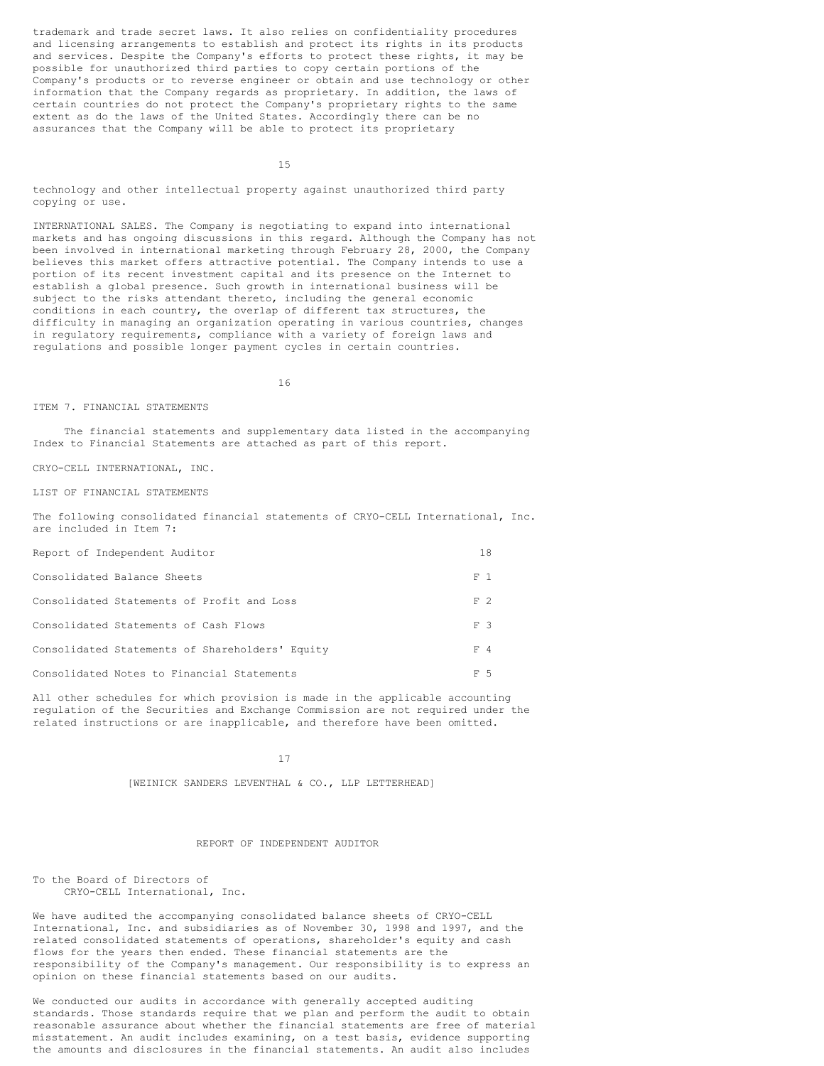trademark and trade secret laws. It also relies on confidentiality procedures and licensing arrangements to establish and protect its rights in its products and services. Despite the Company's efforts to protect these rights, it may be possible for unauthorized third parties to copy certain portions of the Company's products or to reverse engineer or obtain and use technology or other information that the Company regards as proprietary. In addition, the laws of certain countries do not protect the Company's proprietary rights to the same extent as do the laws of the United States. Accordingly there can be no assurances that the Company will be able to protect its proprietary technology and other intellectual property against unauthorized third party copying or use.

INTERNATIONAL SALES. The Company is negotiating to expand into international markets and has ongoing discussions in this regard. Although the Company has not been involved in international marketing through February 28, 2000, the Company believes this market offers attractive potential. The Company intends to use a portion of its recent investment capital and its presence on the Internet to establish a global presence. Such growth in international business will be subject to the risks attendant thereto, including the general economic conditions in each country, the overlap of different tax structures, the difficulty in managing an organization operating in various countries, changes in regulatory requirements, compliance with a variety of foreign laws and regulations and possible longer payment cycles in certain countries.

ITEM 7. FINANCIAL STATEMENTS

The financial statements and supplementary data listed in the accompanying Index to Financial Statements are attached as part of this report.

CRYO-CELL INTERNATIONAL, INC.

LIST OF FINANCIAL STATEMENTS

The following consolidated financial statements of CRYO-CELL International, Inc. are included in Item 7:

| | |
|---|---|
| Report of Independent Auditor | 18 |
| Consolidated Balance Sheets | F 1 |
| Consolidated Statements of Profit and Loss | F 2 |
| Consolidated Statements of Cash Flows | F 3 |
| Consolidated Statements of Shareholders' Equity | F 4 |
| Consolidated Notes to Financial Statements | F 5 |

All other schedules for which provision is made in the applicable accounting regulation of the Securities and Exchange Commission are not required under the related instructions or are inapplicable, and therefore have been omitted.

[WEINICK SANDERS LEVENTHAL & CO., LLP LETTERHEAD]

REPORT OF INDEPENDENT AUDITOR

To the Board of Directors of
CRYO-CELL International, Inc.

We have audited the accompanying consolidated balance sheets of CRYO-CELL International, Inc. and subsidiaries as of November 30, 1998 and 1997, and the related consolidated statements of operations, shareholder's equity and cash flows for the years then ended. These financial statements are the responsibility of the Company's management. Our responsibility is to express an opinion on these financial statements based on our audits.

We conducted our audits in accordance with generally accepted auditing standards. Those standards require that we plan and perform the audit to obtain reasonable assurance about whether the financial statements are free of material misstatement. An audit includes examining, on a test basis, evidence supporting the amounts and disclosures in the financial statements. An audit also includes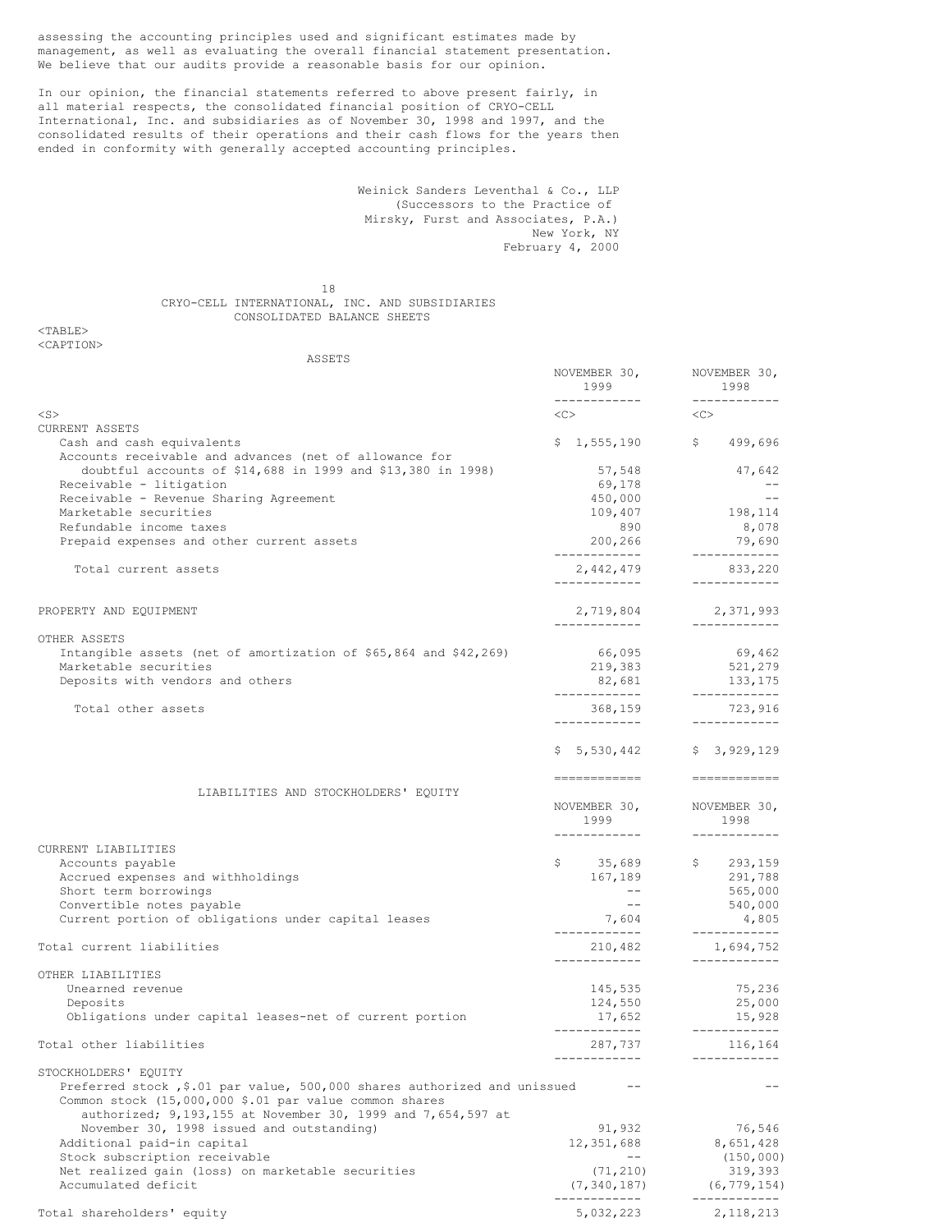assessing the accounting principles used and significant estimates made by management, as well as evaluating the overall financial statement presentation. We believe that our audits provide a reasonable basis for our opinion.

In our opinion, the financial statements referred to above present fairly, in all material respects, the consolidated financial position of CRYO-CELL International, Inc. and subsidiaries as of November 30, 1998 and 1997, and the consolidated results of their operations and their cash flows for the years then ended in conformity with generally accepted accounting principles.

Weinick Sanders Leventhal & Co., LLP
(Successors to the Practice of
Mirsky, Furst and Associates, P.A.)
New York, NY
February 4, 2000

## CRYO-CELL INTERNATIONAL, INC. AND SUBSIDIARIES
## CONSOLIDATED BALANCE SHEETS

| ASSETS | NOVEMBER 30, 1999 | NOVEMBER 30, 1998 |
|---|---|---|
| **CURRENT ASSETS** | | |
| Cash and cash equivalents | $ 1,555,190 | $ 499,696 |
| Accounts receivable and advances (net of allowance for doubtful accounts of $14,688 in 1999 and $13,380 in 1998) | 57,548 | 47,642 |
| Receivable - litigation | 69,178 | -- |
| Receivable - Revenue Sharing Agreement | 450,000 | -- |
| Marketable securities | 109,407 | 198,114 |
| Refundable income taxes | 890 | 8,078 |
| Prepaid expenses and other current assets | 200,266 | 79,690 |
| Total current assets | 2,442,479 | 833,220 |
| PROPERTY AND EQUIPMENT | 2,719,804 | 2,371,993 |
| **OTHER ASSETS** | | |
| Intangible assets (net of amortization of $65,864 and $42,269) | 66,095 | 69,462 |
| Marketable securities | 219,383 | 521,279 |
| Deposits with vendors and others | 82,681 | 133,175 |
| Total other assets | 368,159 | 723,916 |
| | $ 5,530,442 | $ 3,929,129 |

| LIABILITIES AND STOCKHOLDERS' EQUITY | NOVEMBER 30, 1999 | NOVEMBER 30, 1998 |
|---|---|---|
| **CURRENT LIABILITIES** | | |
| Accounts payable | $ 35,689 | $ 293,159 |
| Accrued expenses and withholdings | 167,189 | 291,788 |
| Short term borrowings | -- | 565,000 |
| Convertible notes payable | -- | 540,000 |
| Current portion of obligations under capital leases | 7,604 | 4,805 |
| Total current liabilities | 210,482 | 1,694,752 |
| **OTHER LIABILITIES** | | |
| Unearned revenue | 145,535 | 75,236 |
| Deposits | 124,550 | 25,000 |
| Obligations under capital leases-net of current portion | 17,652 | 15,928 |
| Total other liabilities | 287,737 | 116,164 |
| **STOCKHOLDERS' EQUITY** | | |
| Preferred stock ,$.01 par value, 500,000 shares authorized and unissued | -- | -- |
| Common stock (15,000,000 $.01 par value common shares authorized; 9,193,155 at November 30, 1999 and 7,654,597 at November 30, 1998 issued and outstanding) | 91,932 | 76,546 |
| Additional paid-in capital | 12,351,688 | 8,651,428 |
| Stock subscription receivable | -- | (150,000) |
| Net realized gain (loss) on marketable securities | (71,210) | 319,393 |
| Accumulated deficit | (7,340,187) | (6,779,154) |
| Total shareholders' equity | 5,032,223 | 2,118,213 |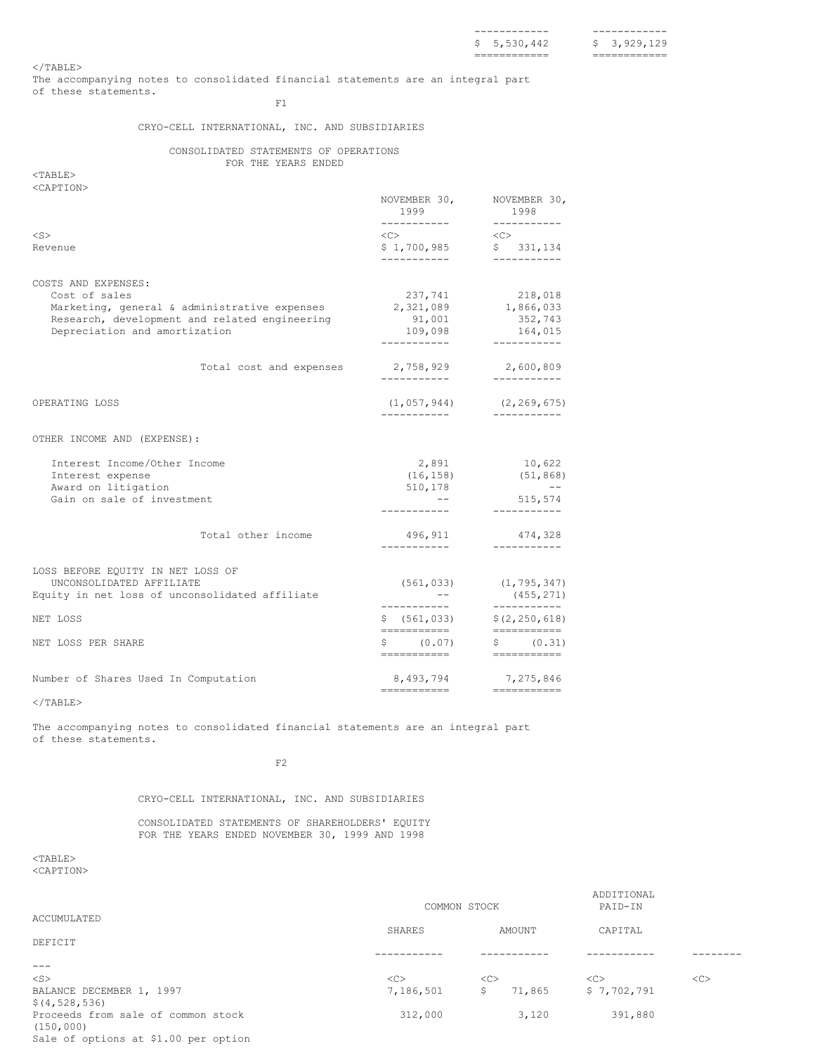| | $ 5,530,442 | $ 3,929,129 |
|---|---|---|

The accompanying notes to consolidated financial statements are an integral part of these statements.

## CRYO-CELL INTERNATIONAL, INC. AND SUBSIDIARIES

### CONSOLIDATED STATEMENTS OF OPERATIONS
### FOR THE YEARS ENDED

| | NOVEMBER 30, 1999 | NOVEMBER 30, 1998 |
|---|---|---|
| Revenue | $ 1,700,985 | $ 331,134 |
| COSTS AND EXPENSES: | | |
| Cost of sales | 237,741 | 218,018 |
| Marketing, general & administrative expenses | 2,321,089 | 1,866,033 |
| Research, development and related engineering | 91,001 | 352,743 |
| Depreciation and amortization | 109,098 | 164,015 |
| Total cost and expenses | 2,758,929 | 2,600,809 |
| OPERATING LOSS | (1,057,944) | (2,269,675) |
| OTHER INCOME AND (EXPENSE): | | |
| Interest Income/Other Income | 2,891 | 10,622 |
| Interest expense | (16,158) | (51,868) |
| Award on litigation | 510,178 | -- |
| Gain on sale of investment | -- | 515,574 |
| Total other income | 496,911 | 474,328 |
| LOSS BEFORE EQUITY IN NET LOSS OF UNCONSOLIDATED AFFILIATE | (561,033) | (1,795,347) |
| Equity in net loss of unconsolidated affiliate | -- | (455,271) |
| NET LOSS | $ (561,033) | $(2,250,618) |
| NET LOSS PER SHARE | $ (0.07) | $ (0.31) |
| Number of Shares Used In Computation | 8,493,794 | 7,275,846 |

The accompanying notes to consolidated financial statements are an integral part of these statements.

## CRYO-CELL INTERNATIONAL, INC. AND SUBSIDIARIES

### CONSOLIDATED STATEMENTS OF SHAREHOLDERS' EQUITY
### FOR THE YEARS ENDED NOVEMBER 30, 1999 AND 1998

| | COMMON STOCK | | ADDITIONAL PAID-IN | ACCUMULATED |
|---|---|---|---|---|
| | SHARES | AMOUNT | CAPITAL | DEFICIT |
| BALANCE DECEMBER 1, 1997 | 7,186,501 | $ 71,865 | $ 7,702,791 | $(4,528,536) |
| Proceeds from sale of common stock | 312,000 | 3,120 | 391,880 | (150,000) |
| Sale of options at $1.00 per option | | | | |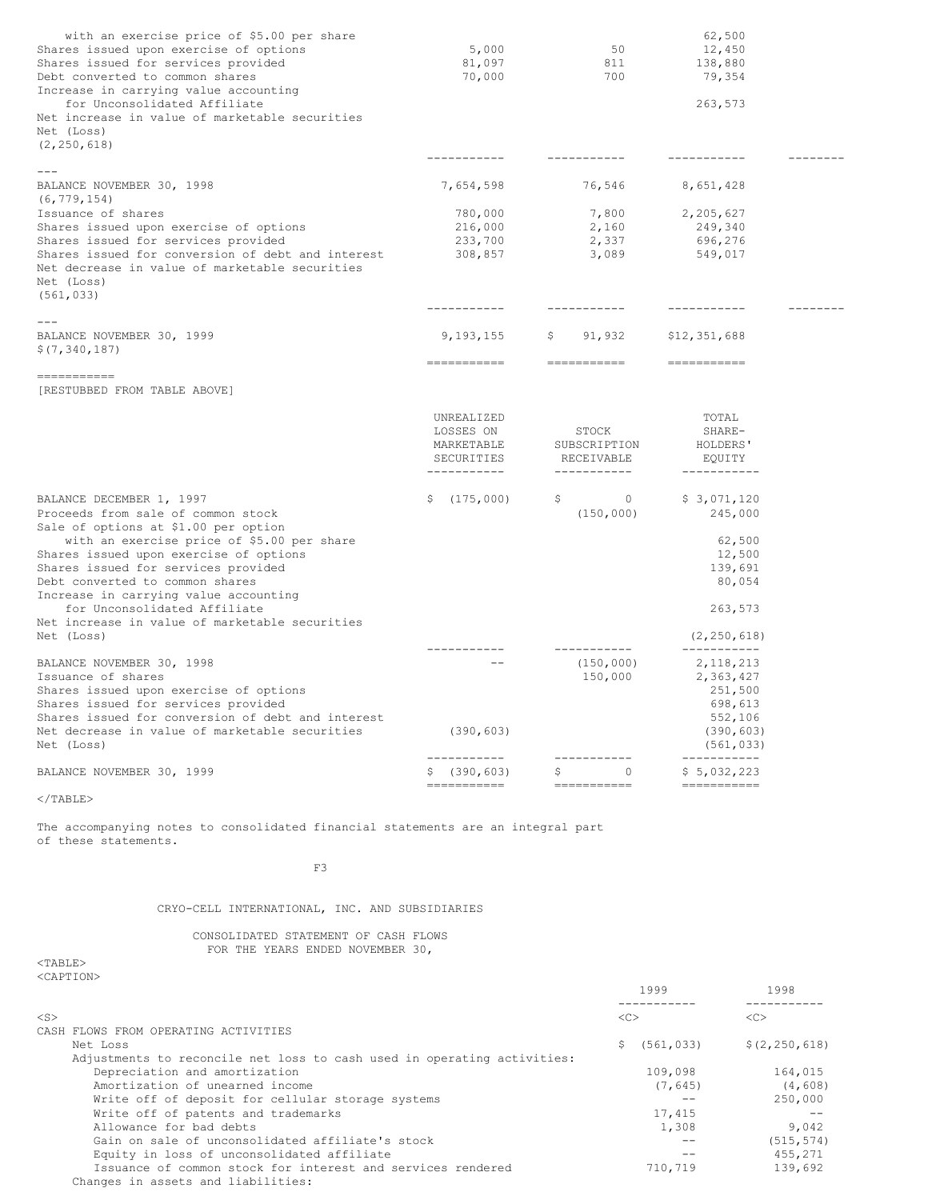| | | | | |
|---|---|---|---|---|
| with an exercise price of $5.00 per share | | | 62,500 | |
| Shares issued upon exercise of options | 5,000 | 50 | 12,450 | |
| Shares issued for services provided | 81,097 | 811 | 138,880 | |
| Debt converted to common shares | 70,000 | 700 | 79,354 | |
| Increase in carrying value accounting for Unconsolidated Affiliate | | | 263,573 | |
| Net increase in value of marketable securities | | | | |
| Net (Loss) | | | | (2,250,618) |
| BALANCE NOVEMBER 30, 1998 | 7,654,598 | 76,546 | 8,651,428 | (6,779,154) |
| Issuance of shares | 780,000 | 7,800 | 2,205,627 | |
| Shares issued upon exercise of options | 216,000 | 2,160 | 249,340 | |
| Shares issued for services provided | 233,700 | 2,337 | 696,276 | |
| Shares issued for conversion of debt and interest | 308,857 | 3,089 | 549,017 | |
| Net decrease in value of marketable securities | | | | |
| Net (Loss) | | | | (561,033) |
| BALANCE NOVEMBER 30, 1999 | 9,193,155 | $ 91,932 | $12,351,688 | $(7,340,187) |

[RESTUBBED FROM TABLE ABOVE]

| | UNREALIZED LOSSES ON MARKETABLE SECURITIES | STOCK SUBSCRIPTION RECEIVABLE | TOTAL SHARE-HOLDERS' EQUITY |
|---|---|---|---|
| BALANCE DECEMBER 1, 1997 | $ (175,000) | $ 0 | $ 3,071,120 |
| Proceeds from sale of common stock | | (150,000) | 245,000 |
| Sale of options at $1.00 per option with an exercise price of $5.00 per share | | | 62,500 |
| Shares issued upon exercise of options | | | 12,500 |
| Shares issued for services provided | | | 139,691 |
| Debt converted to common shares | | | 80,054 |
| Increase in carrying value accounting for Unconsolidated Affiliate | | | 263,573 |
| Net increase in value of marketable securities | | | |
| Net (Loss) | | | (2,250,618) |
| BALANCE NOVEMBER 30, 1998 | -- | (150,000) | 2,118,213 |
| Issuance of shares | | 150,000 | 2,363,427 |
| Shares issued upon exercise of options | | | 251,500 |
| Shares issued for services provided | | | 698,613 |
| Shares issued for conversion of debt and interest | | | 552,106 |
| Net decrease in value of marketable securities | (390,603) | | (390,603) |
| Net (Loss) | | | (561,033) |
| BALANCE NOVEMBER 30, 1999 | $ (390,603) | $ 0 | $ 5,032,223 |

The accompanying notes to consolidated financial statements are an integral part of these statements.

CRYO-CELL INTERNATIONAL, INC. AND SUBSIDIARIES

CONSOLIDATED STATEMENT OF CASH FLOWS
FOR THE YEARS ENDED NOVEMBER 30,

| | 1999 | 1998 |
|---|---|---|
| CASH FLOWS FROM OPERATING ACTIVITIES | | |
| Net Loss | $ (561,033) | $(2,250,618) |
| Adjustments to reconcile net loss to cash used in operating activities: | | |
| Depreciation and amortization | 109,098 | 164,015 |
| Amortization of unearned income | (7,645) | (4,608) |
| Write off of deposit for cellular storage systems | -- | 250,000 |
| Write off of patents and trademarks | 17,415 | -- |
| Allowance for bad debts | 1,308 | 9,042 |
| Gain on sale of unconsolidated affiliate's stock | -- | (515,574) |
| Equity in loss of unconsolidated affiliate | -- | 455,271 |
| Issuance of common stock for interest and services rendered | 710,719 | 139,692 |
| Changes in assets and liabilities: | | |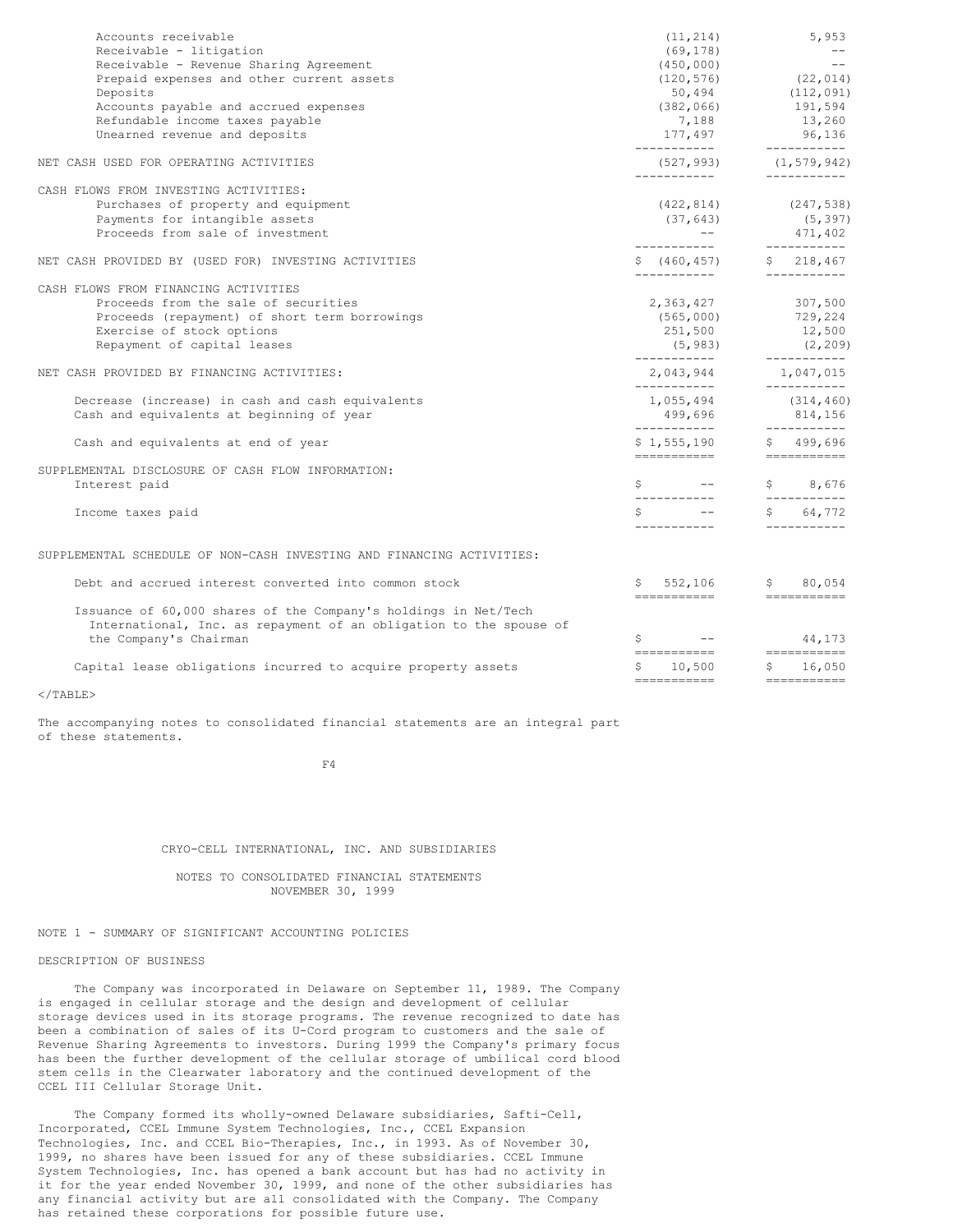| | | |
|---|---|---|
| Accounts receivable | (11,214) | 5,953 |
| Receivable - litigation | (69,178) | -- |
| Receivable - Revenue Sharing Agreement | (450,000) | -- |
| Prepaid expenses and other current assets | (120,576) | (22,014) |
| Deposits | 50,494 | (112,091) |
| Accounts payable and accrued expenses | (382,066) | 191,594 |
| Refundable income taxes payable | 7,188 | 13,260 |
| Unearned revenue and deposits | 177,497 | 96,136 |
| NET CASH USED FOR OPERATING ACTIVITIES | (527,993) | (1,579,942) |
| CASH FLOWS FROM INVESTING ACTIVITIES: | | |
| Purchases of property and equipment | (422,814) | (247,538) |
| Payments for intangible assets | (37,643) | (5,397) |
| Proceeds from sale of investment | -- | 471,402 |
| NET CASH PROVIDED BY (USED FOR) INVESTING ACTIVITIES | $ (460,457) | $ 218,467 |
| CASH FLOWS FROM FINANCING ACTIVITIES | | |
| Proceeds from the sale of securities | 2,363,427 | 307,500 |
| Proceeds (repayment) of short term borrowings | (565,000) | 729,224 |
| Exercise of stock options | 251,500 | 12,500 |
| Repayment of capital leases | (5,983) | (2,209) |
| NET CASH PROVIDED BY FINANCING ACTIVITIES: | 2,043,944 | 1,047,015 |
| Decrease (increase) in cash and cash equivalents | 1,055,494 | (314,460) |
| Cash and equivalents at beginning of year | 499,696 | 814,156 |
| Cash and equivalents at end of year | $ 1,555,190 | $ 499,696 |
| SUPPLEMENTAL DISCLOSURE OF CASH FLOW INFORMATION: | | |
| Interest paid | $ -- | $ 8,676 |
| Income taxes paid | $ -- | $ 64,772 |
| SUPPLEMENTAL SCHEDULE OF NON-CASH INVESTING AND FINANCING ACTIVITIES: | | |
| Debt and accrued interest converted into common stock | $ 552,106 | $ 80,054 |
| Issuance of 60,000 shares of the Company's holdings in Net/Tech International, Inc. as repayment of an obligation to the spouse of the Company's Chairman | $ -- | 44,173 |
| Capital lease obligations incurred to acquire property assets | $ 10,500 | $ 16,050 |

</TABLE>

The accompanying notes to consolidated financial statements are an integral part of these statements.

CRYO-CELL INTERNATIONAL, INC. AND SUBSIDIARIES

NOTES TO CONSOLIDATED FINANCIAL STATEMENTS
NOVEMBER 30, 1999

NOTE 1 - SUMMARY OF SIGNIFICANT ACCOUNTING POLICIES

DESCRIPTION OF BUSINESS

The Company was incorporated in Delaware on September 11, 1989. The Company is engaged in cellular storage and the design and development of cellular storage devices used in its storage programs. The revenue recognized to date has been a combination of sales of its U-Cord program to customers and the sale of Revenue Sharing Agreements to investors. During 1999 the Company's primary focus has been the further development of the cellular storage of umbilical cord blood stem cells in the Clearwater laboratory and the continued development of the CCEL III Cellular Storage Unit.

The Company formed its wholly-owned Delaware subsidiaries, Safti-Cell, Incorporated, CCEL Immune System Technologies, Inc., CCEL Expansion Technologies, Inc. and CCEL Bio-Therapies, Inc., in 1993. As of November 30, 1999, no shares have been issued for any of these subsidiaries. CCEL Immune System Technologies, Inc. has opened a bank account but has had no activity in it for the year ended November 30, 1999, and none of the other subsidiaries has any financial activity but are all consolidated with the Company. The Company has retained these corporations for possible future use.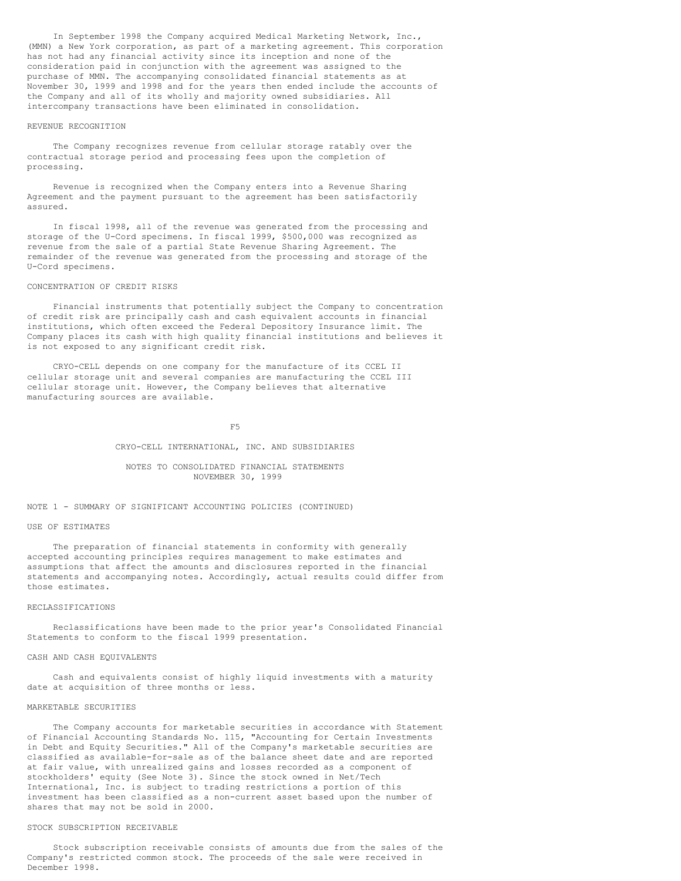In September 1998 the Company acquired Medical Marketing Network, Inc., (MMN) a New York corporation, as part of a marketing agreement. This corporation has not had any financial activity since its inception and none of the consideration paid in conjunction with the agreement was assigned to the purchase of MMN. The accompanying consolidated financial statements as at November 30, 1999 and 1998 and for the years then ended include the accounts of the Company and all of its wholly and majority owned subsidiaries. All intercompany transactions have been eliminated in consolidation.

### REVENUE RECOGNITION

The Company recognizes revenue from cellular storage ratably over the contractual storage period and processing fees upon the completion of processing.

Revenue is recognized when the Company enters into a Revenue Sharing Agreement and the payment pursuant to the agreement has been satisfactorily assured.

In fiscal 1998, all of the revenue was generated from the processing and storage of the U-Cord specimens. In fiscal 1999, $500,000 was recognized as revenue from the sale of a partial State Revenue Sharing Agreement. The remainder of the revenue was generated from the processing and storage of the U-Cord specimens.

### CONCENTRATION OF CREDIT RISKS

Financial instruments that potentially subject the Company to concentration of credit risk are principally cash and cash equivalent accounts in financial institutions, which often exceed the Federal Depository Insurance limit. The Company places its cash with high quality financial institutions and believes it is not exposed to any significant credit risk.

CRYO-CELL depends on one company for the manufacture of its CCEL II cellular storage unit and several companies are manufacturing the CCEL III cellular storage unit. However, the Company believes that alternative manufacturing sources are available.

CRYO-CELL INTERNATIONAL, INC. AND SUBSIDIARIES

NOTES TO CONSOLIDATED FINANCIAL STATEMENTS
NOVEMBER 30, 1999

## NOTE 1 - SUMMARY OF SIGNIFICANT ACCOUNTING POLICIES (CONTINUED)

### USE OF ESTIMATES

The preparation of financial statements in conformity with generally accepted accounting principles requires management to make estimates and assumptions that affect the amounts and disclosures reported in the financial statements and accompanying notes. Accordingly, actual results could differ from those estimates.

### RECLASSIFICATIONS

Reclassifications have been made to the prior year's Consolidated Financial Statements to conform to the fiscal 1999 presentation.

### CASH AND CASH EQUIVALENTS

Cash and equivalents consist of highly liquid investments with a maturity date at acquisition of three months or less.

### MARKETABLE SECURITIES

The Company accounts for marketable securities in accordance with Statement of Financial Accounting Standards No. 115, "Accounting for Certain Investments in Debt and Equity Securities." All of the Company's marketable securities are classified as available-for-sale as of the balance sheet date and are reported at fair value, with unrealized gains and losses recorded as a component of stockholders' equity (See Note 3). Since the stock owned in Net/Tech International, Inc. is subject to trading restrictions a portion of this investment has been classified as a non-current asset based upon the number of shares that may not be sold in 2000.

### STOCK SUBSCRIPTION RECEIVABLE

Stock subscription receivable consists of amounts due from the sales of the Company's restricted common stock. The proceeds of the sale were received in December 1998.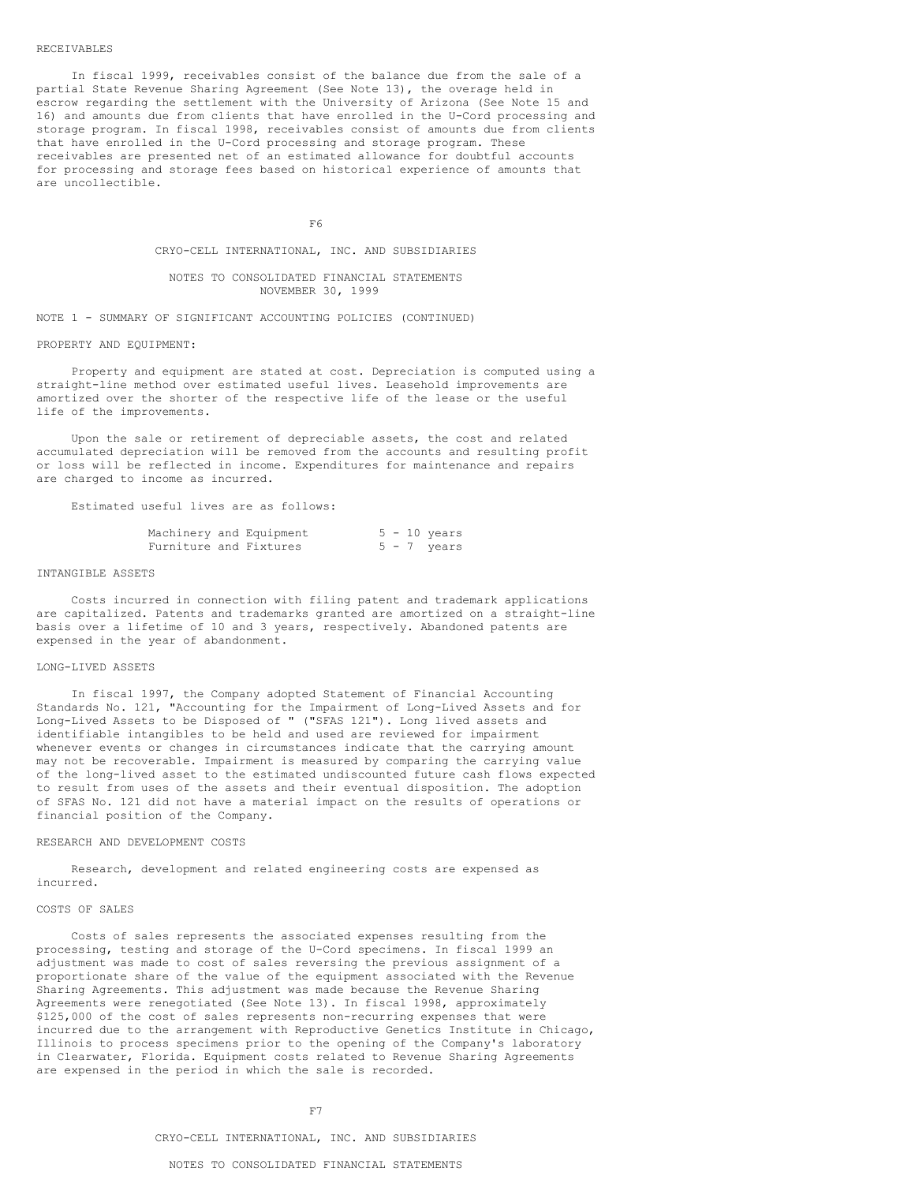RECEIVABLES

In fiscal 1999, receivables consist of the balance due from the sale of a partial State Revenue Sharing Agreement (See Note 13), the overage held in escrow regarding the settlement with the University of Arizona (See Note 15 and 16) and amounts due from clients that have enrolled in the U-Cord processing and storage program. In fiscal 1998, receivables consist of amounts due from clients that have enrolled in the U-Cord processing and storage program. These receivables are presented net of an estimated allowance for doubtful accounts for processing and storage fees based on historical experience of amounts that are uncollectible.

CRYO-CELL INTERNATIONAL, INC. AND SUBSIDIARIES

NOTES TO CONSOLIDATED FINANCIAL STATEMENTS
NOVEMBER 30, 1999

NOTE 1 - SUMMARY OF SIGNIFICANT ACCOUNTING POLICIES (CONTINUED)

PROPERTY AND EQUIPMENT:

Property and equipment are stated at cost. Depreciation is computed using a straight-line method over estimated useful lives. Leasehold improvements are amortized over the shorter of the respective life of the lease or the useful life of the improvements.

Upon the sale or retirement of depreciable assets, the cost and related accumulated depreciation will be removed from the accounts and resulting profit or loss will be reflected in income. Expenditures for maintenance and repairs are charged to income as incurred.

Estimated useful lives are as follows:

| | |
|---|---|
| Machinery and Equipment | 5 - 10 years |
| Furniture and Fixtures | 5 - 7 years |

INTANGIBLE ASSETS

Costs incurred in connection with filing patent and trademark applications are capitalized. Patents and trademarks granted are amortized on a straight-line basis over a lifetime of 10 and 3 years, respectively. Abandoned patents are expensed in the year of abandonment.

LONG-LIVED ASSETS

In fiscal 1997, the Company adopted Statement of Financial Accounting Standards No. 121, "Accounting for the Impairment of Long-Lived Assets and for Long-Lived Assets to be Disposed of " ("SFAS 121"). Long lived assets and identifiable intangibles to be held and used are reviewed for impairment whenever events or changes in circumstances indicate that the carrying amount may not be recoverable. Impairment is measured by comparing the carrying value of the long-lived asset to the estimated undiscounted future cash flows expected to result from uses of the assets and their eventual disposition. The adoption of SFAS No. 121 did not have a material impact on the results of operations or financial position of the Company.

RESEARCH AND DEVELOPMENT COSTS

Research, development and related engineering costs are expensed as incurred.

COSTS OF SALES

Costs of sales represents the associated expenses resulting from the processing, testing and storage of the U-Cord specimens. In fiscal 1999 an adjustment was made to cost of sales reversing the previous assignment of a proportionate share of the value of the equipment associated with the Revenue Sharing Agreements. This adjustment was made because the Revenue Sharing Agreements were renegotiated (See Note 13). In fiscal 1998, approximately $125,000 of the cost of sales represents non-recurring expenses that were incurred due to the arrangement with Reproductive Genetics Institute in Chicago, Illinois to process specimens prior to the opening of the Company's laboratory in Clearwater, Florida. Equipment costs related to Revenue Sharing Agreements are expensed in the period in which the sale is recorded.

CRYO-CELL INTERNATIONAL, INC. AND SUBSIDIARIES

NOTES TO CONSOLIDATED FINANCIAL STATEMENTS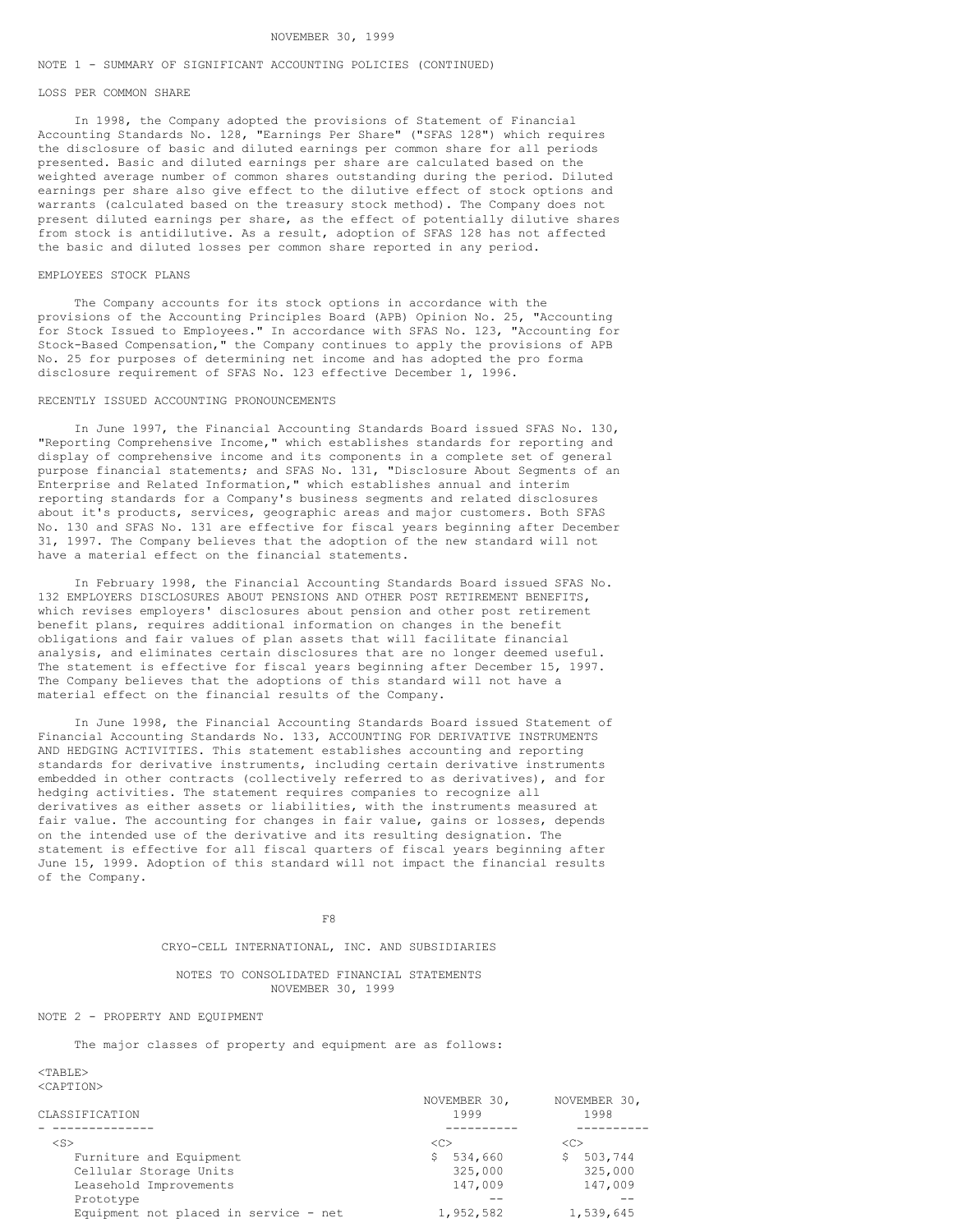NOVEMBER 30, 1999

NOTE 1 - SUMMARY OF SIGNIFICANT ACCOUNTING POLICIES (CONTINUED)

LOSS PER COMMON SHARE

In 1998, the Company adopted the provisions of Statement of Financial Accounting Standards No. 128, "Earnings Per Share" ("SFAS 128") which requires the disclosure of basic and diluted earnings per common share for all periods presented. Basic and diluted earnings per share are calculated based on the weighted average number of common shares outstanding during the period. Diluted earnings per share also give effect to the dilutive effect of stock options and warrants (calculated based on the treasury stock method). The Company does not present diluted earnings per share, as the effect of potentially dilutive shares from stock is antidilutive. As a result, adoption of SFAS 128 has not affected the basic and diluted losses per common share reported in any period.

EMPLOYEES STOCK PLANS

The Company accounts for its stock options in accordance with the provisions of the Accounting Principles Board (APB) Opinion No. 25, "Accounting for Stock Issued to Employees." In accordance with SFAS No. 123, "Accounting for Stock-Based Compensation," the Company continues to apply the provisions of APB No. 25 for purposes of determining net income and has adopted the pro forma disclosure requirement of SFAS No. 123 effective December 1, 1996.

RECENTLY ISSUED ACCOUNTING PRONOUNCEMENTS

In June 1997, the Financial Accounting Standards Board issued SFAS No. 130, "Reporting Comprehensive Income," which establishes standards for reporting and display of comprehensive income and its components in a complete set of general purpose financial statements; and SFAS No. 131, "Disclosure About Segments of an Enterprise and Related Information," which establishes annual and interim reporting standards for a Company's business segments and related disclosures about it's products, services, geographic areas and major customers. Both SFAS No. 130 and SFAS No. 131 are effective for fiscal years beginning after December 31, 1997. The Company believes that the adoption of the new standard will not have a material effect on the financial statements.

In February 1998, the Financial Accounting Standards Board issued SFAS No. 132 EMPLOYERS DISCLOSURES ABOUT PENSIONS AND OTHER POST RETIREMENT BENEFITS, which revises employers' disclosures about pension and other post retirement benefit plans, requires additional information on changes in the benefit obligations and fair values of plan assets that will facilitate financial analysis, and eliminates certain disclosures that are no longer deemed useful. The statement is effective for fiscal years beginning after December 15, 1997. The Company believes that the adoptions of this standard will not have a material effect on the financial results of the Company.

In June 1998, the Financial Accounting Standards Board issued Statement of Financial Accounting Standards No. 133, ACCOUNTING FOR DERIVATIVE INSTRUMENTS AND HEDGING ACTIVITIES. This statement establishes accounting and reporting standards for derivative instruments, including certain derivative instruments embedded in other contracts (collectively referred to as derivatives), and for hedging activities. The statement requires companies to recognize all derivatives as either assets or liabilities, with the instruments measured at fair value. The accounting for changes in fair value, gains or losses, depends on the intended use of the derivative and its resulting designation. The statement is effective for all fiscal quarters of fiscal years beginning after June 15, 1999. Adoption of this standard will not impact the financial results of the Company.

CRYO-CELL INTERNATIONAL, INC. AND SUBSIDIARIES

NOTES TO CONSOLIDATED FINANCIAL STATEMENTS
NOVEMBER 30, 1999

NOTE 2 - PROPERTY AND EQUIPMENT

The major classes of property and equipment are as follows:

| CLASSIFICATION | NOVEMBER 30, 1999 | NOVEMBER 30, 1998 |
|---|---|---|
| Furniture and Equipment | $ 534,660 | $ 503,744 |
| Cellular Storage Units | 325,000 | 325,000 |
| Leasehold Improvements | 147,009 | 147,009 |
| Prototype | -- | -- |
| Equipment not placed in service - net | 1,952,582 | 1,539,645 |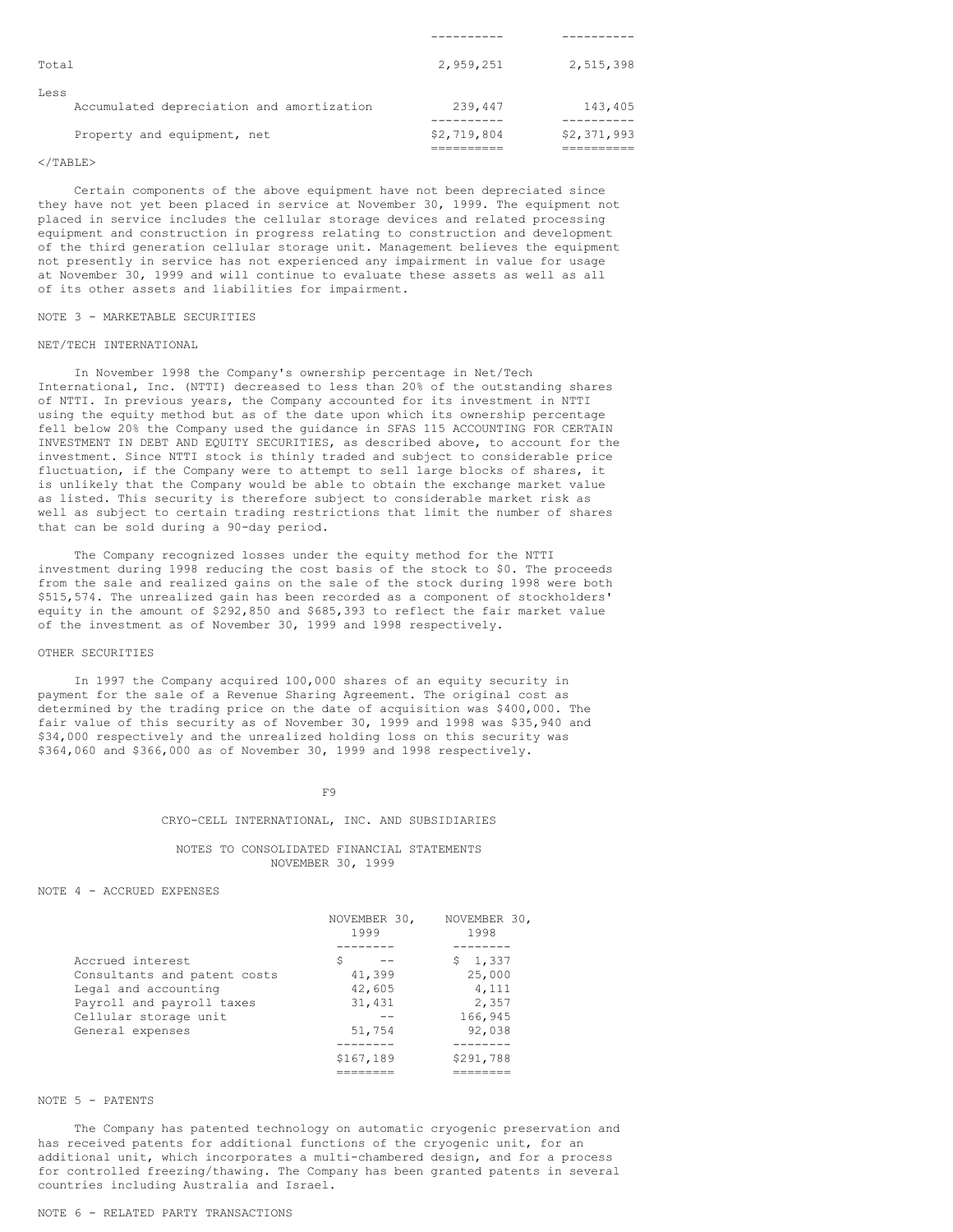| | | |
|---|---|---|
| Total | 2,959,251 | 2,515,398 |
| Less | | |
| Accumulated depreciation and amortization | 239,447 | 143,405 |
| Property and equipment, net | $2,719,804 | $2,371,993 |

Certain components of the above equipment have not been depreciated since they have not yet been placed in service at November 30, 1999. The equipment not placed in service includes the cellular storage devices and related processing equipment and construction in progress relating to construction and development of the third generation cellular storage unit. Management believes the equipment not presently in service has not experienced any impairment in value for usage at November 30, 1999 and will continue to evaluate these assets as well as all of its other assets and liabilities for impairment.

NOTE 3 - MARKETABLE SECURITIES

NET/TECH INTERNATIONAL

In November 1998 the Company's ownership percentage in Net/Tech International, Inc. (NTTI) decreased to less than 20% of the outstanding shares of NTTI. In previous years, the Company accounted for its investment in NTTI using the equity method but as of the date upon which its ownership percentage fell below 20% the Company used the guidance in SFAS 115 ACCOUNTING FOR CERTAIN INVESTMENT IN DEBT AND EQUITY SECURITIES, as described above, to account for the investment. Since NTTI stock is thinly traded and subject to considerable price fluctuation, if the Company were to attempt to sell large blocks of shares, it is unlikely that the Company would be able to obtain the exchange market value as listed. This security is therefore subject to considerable market risk as well as subject to certain trading restrictions that limit the number of shares that can be sold during a 90-day period.

The Company recognized losses under the equity method for the NTTI investment during 1998 reducing the cost basis of the stock to $0. The proceeds from the sale and realized gains on the sale of the stock during 1998 were both $515,574. The unrealized gain has been recorded as a component of stockholders' equity in the amount of $292,850 and $685,393 to reflect the fair market value of the investment as of November 30, 1999 and 1998 respectively.

OTHER SECURITIES

In 1997 the Company acquired 100,000 shares of an equity security in payment for the sale of a Revenue Sharing Agreement. The original cost as determined by the trading price on the date of acquisition was $400,000. The fair value of this security as of November 30, 1999 and 1998 was $35,940 and $34,000 respectively and the unrealized holding loss on this security was $364,060 and $366,000 as of November 30, 1999 and 1998 respectively.

CRYO-CELL INTERNATIONAL, INC. AND SUBSIDIARIES

NOTES TO CONSOLIDATED FINANCIAL STATEMENTS
NOVEMBER 30, 1999

NOTE 4 - ACCRUED EXPENSES

| | NOVEMBER 30, 1999 | NOVEMBER 30, 1998 |
|---|---|---|
| Accrued interest | $ -- | $ 1,337 |
| Consultants and patent costs | 41,399 | 25,000 |
| Legal and accounting | 42,605 | 4,111 |
| Payroll and payroll taxes | 31,431 | 2,357 |
| Cellular storage unit | -- | 166,945 |
| General expenses | 51,754 | 92,038 |
| | $167,189 | $291,788 |

NOTE 5 - PATENTS

The Company has patented technology on automatic cryogenic preservation and has received patents for additional functions of the cryogenic unit, for an additional unit, which incorporates a multi-chambered design, and for a process for controlled freezing/thawing. The Company has been granted patents in several countries including Australia and Israel.

NOTE 6 - RELATED PARTY TRANSACTIONS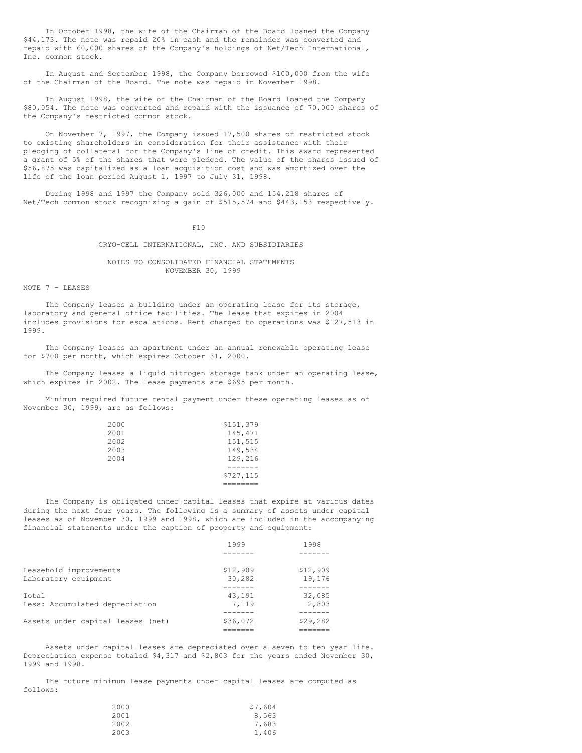In October 1998, the wife of the Chairman of the Board loaned the Company $44,173. The note was repaid 20% in cash and the remainder was converted and repaid with 60,000 shares of the Company's holdings of Net/Tech International, Inc. common stock.

In August and September 1998, the Company borrowed $100,000 from the wife of the Chairman of the Board. The note was repaid in November 1998.

In August 1998, the wife of the Chairman of the Board loaned the Company $80,054. The note was converted and repaid with the issuance of 70,000 shares of the Company's restricted common stock.

On November 7, 1997, the Company issued 17,500 shares of restricted stock to existing shareholders in consideration for their assistance with their pledging of collateral for the Company's line of credit. This award represented a grant of 5% of the shares that were pledged. The value of the shares issued of $56,875 was capitalized as a loan acquisition cost and was amortized over the life of the loan period August 1, 1997 to July 31, 1998.

During 1998 and 1997 the Company sold 326,000 and 154,218 shares of Net/Tech common stock recognizing a gain of $515,574 and $443,153 respectively.

CRYO-CELL INTERNATIONAL, INC. AND SUBSIDIARIES

NOTES TO CONSOLIDATED FINANCIAL STATEMENTS
NOVEMBER 30, 1999

NOTE 7 - LEASES

The Company leases a building under an operating lease for its storage, laboratory and general office facilities. The lease that expires in 2004 includes provisions for escalations. Rent charged to operations was $127,513 in 1999.

The Company leases an apartment under an annual renewable operating lease for $700 per month, which expires October 31, 2000.

The Company leases a liquid nitrogen storage tank under an operating lease, which expires in 2002. The lease payments are $695 per month.

Minimum required future rental payment under these operating leases as of November 30, 1999, are as follows:

| | |
|---|---|
| 2000 | $151,379 |
| 2001 | 145,471 |
| 2002 | 151,515 |
| 2003 | 149,534 |
| 2004 | 129,216 |
| | $727,115 |

The Company is obligated under capital leases that expire at various dates during the next four years. The following is a summary of assets under capital leases as of November 30, 1999 and 1998, which are included in the accompanying financial statements under the caption of property and equipment:

| | 1999 | 1998 |
|---|---|---|
| Leasehold improvements | $12,909 | $12,909 |
| Laboratory equipment | 30,282 | 19,176 |
| Total | 43,191 | 32,085 |
| Less: Accumulated depreciation | 7,119 | 2,803 |
| Assets under capital leases (net) | $36,072 | $29,282 |

Assets under capital leases are depreciated over a seven to ten year life. Depreciation expense totaled $4,317 and $2,803 for the years ended November 30, 1999 and 1998.

The future minimum lease payments under capital leases are computed as follows:

| | |
|---|---|
| 2000 | $7,604 |
| 2001 | 8,563 |
| 2002 | 7,683 |
| 2003 | 1,406 |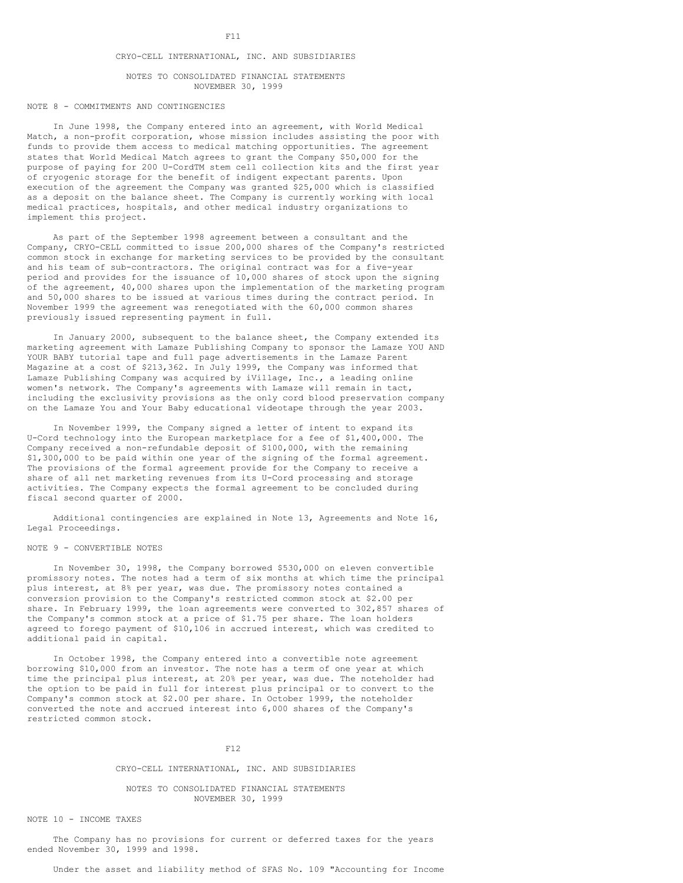CRYO-CELL INTERNATIONAL, INC. AND SUBSIDIARIES

NOTES TO CONSOLIDATED FINANCIAL STATEMENTS
NOVEMBER 30, 1999

## NOTE 8 - COMMITMENTS AND CONTINGENCIES

In June 1998, the Company entered into an agreement, with World Medical Match, a non-profit corporation, whose mission includes assisting the poor with funds to provide them access to medical matching opportunities. The agreement states that World Medical Match agrees to grant the Company $50,000 for the purpose of paying for 200 U-CordTM stem cell collection kits and the first year of cryogenic storage for the benefit of indigent expectant parents. Upon execution of the agreement the Company was granted $25,000 which is classified as a deposit on the balance sheet. The Company is currently working with local medical practices, hospitals, and other medical industry organizations to implement this project.

As part of the September 1998 agreement between a consultant and the Company, CRYO-CELL committed to issue 200,000 shares of the Company's restricted common stock in exchange for marketing services to be provided by the consultant and his team of sub-contractors. The original contract was for a five-year period and provides for the issuance of 10,000 shares of stock upon the signing of the agreement, 40,000 shares upon the implementation of the marketing program and 50,000 shares to be issued at various times during the contract period. In November 1999 the agreement was renegotiated with the 60,000 common shares previously issued representing payment in full.

In January 2000, subsequent to the balance sheet, the Company extended its marketing agreement with Lamaze Publishing Company to sponsor the Lamaze YOU AND YOUR BABY tutorial tape and full page advertisements in the Lamaze Parent Magazine at a cost of $213,362. In July 1999, the Company was informed that Lamaze Publishing Company was acquired by iVillage, Inc., a leading online women's network. The Company's agreements with Lamaze will remain in tact, including the exclusivity provisions as the only cord blood preservation company on the Lamaze You and Your Baby educational videotape through the year 2003.

In November 1999, the Company signed a letter of intent to expand its U-Cord technology into the European marketplace for a fee of $1,400,000. The Company received a non-refundable deposit of $100,000, with the remaining $1,300,000 to be paid within one year of the signing of the formal agreement. The provisions of the formal agreement provide for the Company to receive a share of all net marketing revenues from its U-Cord processing and storage activities. The Company expects the formal agreement to be concluded during fiscal second quarter of 2000.

Additional contingencies are explained in Note 13, Agreements and Note 16, Legal Proceedings.

## NOTE 9 - CONVERTIBLE NOTES

In November 30, 1998, the Company borrowed $530,000 on eleven convertible promissory notes. The notes had a term of six months at which time the principal plus interest, at 8% per year, was due. The promissory notes contained a conversion provision to the Company's restricted common stock at $2.00 per share. In February 1999, the loan agreements were converted to 302,857 shares of the Company's common stock at a price of $1.75 per share. The loan holders agreed to forego payment of $10,106 in accrued interest, which was credited to additional paid in capital.

In October 1998, the Company entered into a convertible note agreement borrowing $10,000 from an investor. The note has a term of one year at which time the principal plus interest, at 20% per year, was due. The noteholder had the option to be paid in full for interest plus principal or to convert to the Company's common stock at $2.00 per share. In October 1999, the noteholder converted the note and accrued interest into 6,000 shares of the Company's restricted common stock.

CRYO-CELL INTERNATIONAL, INC. AND SUBSIDIARIES

NOTES TO CONSOLIDATED FINANCIAL STATEMENTS
NOVEMBER 30, 1999

## NOTE 10 - INCOME TAXES

The Company has no provisions for current or deferred taxes for the years ended November 30, 1999 and 1998.

Under the asset and liability method of SFAS No. 109 "Accounting for Income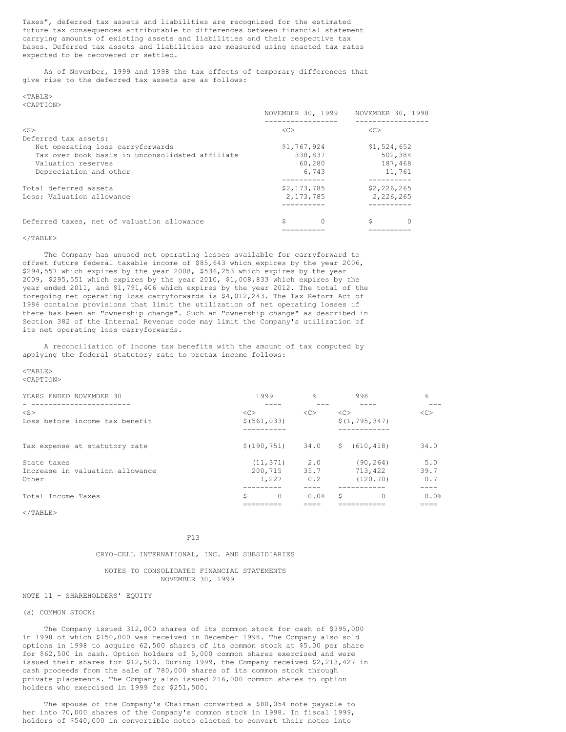Taxes", deferred tax assets and liabilities are recognized for the estimated future tax consequences attributable to differences between financial statement carrying amounts of existing assets and liabilities and their respective tax bases. Deferred tax assets and liabilities are measured using enacted tax rates expected to be recovered or settled.

As of November, 1999 and 1998 the tax effects of temporary differences that give rise to the deferred tax assets are as follows:

| | NOVEMBER 30, 1999 | NOVEMBER 30, 1998 |
|---|---|---|
| Deferred tax assets: | | |
| Net operating loss carryforwards | $1,767,924 | $1,524,652 |
| Tax over book basis in unconsolidated affiliate | 338,837 | 502,384 |
| Valuation reserves | 60,280 | 187,468 |
| Depreciation and other | 6,743 | 11,761 |
| Total deferred assets | $2,173,785 | $2,226,265 |
| Less: Valuation allowance | 2,173,785 | 2,226,265 |
| Deferred taxes, net of valuation allowance | $ 0 | $ 0 |

The Company has unused net operating losses available for carryforward to offset future federal taxable income of $85,643 which expires by the year 2006, $294,557 which expires by the year 2008, $536,253 which expires by the year 2009, $295,551 which expires by the year 2010, $1,008,833 which expires by the year ended 2011, and $1,791,406 which expires by the year 2012. The total of the foregoing net operating loss carryforwards is $4,012,243. The Tax Reform Act of 1986 contains provisions that limit the utilization of net operating losses if there has been an "ownership change". Such an "ownership change" as described in Section 382 of the Internal Revenue code may limit the Company's utilization of its net operating loss carryforwards.

A reconciliation of income tax benefits with the amount of tax computed by applying the federal statutory rate to pretax income follows:

| YEARS ENDED NOVEMBER 30 | 1999 | % | 1998 | % |
|---|---|---|---|---|
| Loss before income tax benefit | $(561,033) | | $(1,795,347) | |
| Tax expense at statutory rate | $(190,751) | 34.0 | $ (610,418) | 34.0 |
| State taxes | (11,371) | 2.0 | (90,264) | 5.0 |
| Increase in valuation allowance | 200,715 | 35.7 | 713,422 | 39.7 |
| Other | 1,227 | 0.2 | (120.70) | 0.7 |
| Total Income Taxes | $ 0 | 0.0% | $ 0 | 0.0% |

CRYO-CELL INTERNATIONAL, INC. AND SUBSIDIARIES

NOTES TO CONSOLIDATED FINANCIAL STATEMENTS
NOVEMBER 30, 1999

NOTE 11 - SHAREHOLDERS' EQUITY

(a) COMMON STOCK:

The Company issued 312,000 shares of its common stock for cash of $395,000 in 1998 of which $150,000 was received in December 1998. The Company also sold options in 1998 to acquire 62,500 shares of its common stock at $5.00 per share for $62,500 in cash. Option holders of 5,000 common shares exercised and were issued their shares for $12,500. During 1999, the Company received $2,213,427 in cash proceeds from the sale of 780,000 shares of its common stock through private placements. The Company also issued 216,000 common shares to option holders who exercised in 1999 for $251,500.

The spouse of the Company's Chairman converted a $80,054 note payable to her into 70,000 shares of the Company's common stock in 1998. In fiscal 1999, holders of $540,000 in convertible notes elected to convert their notes into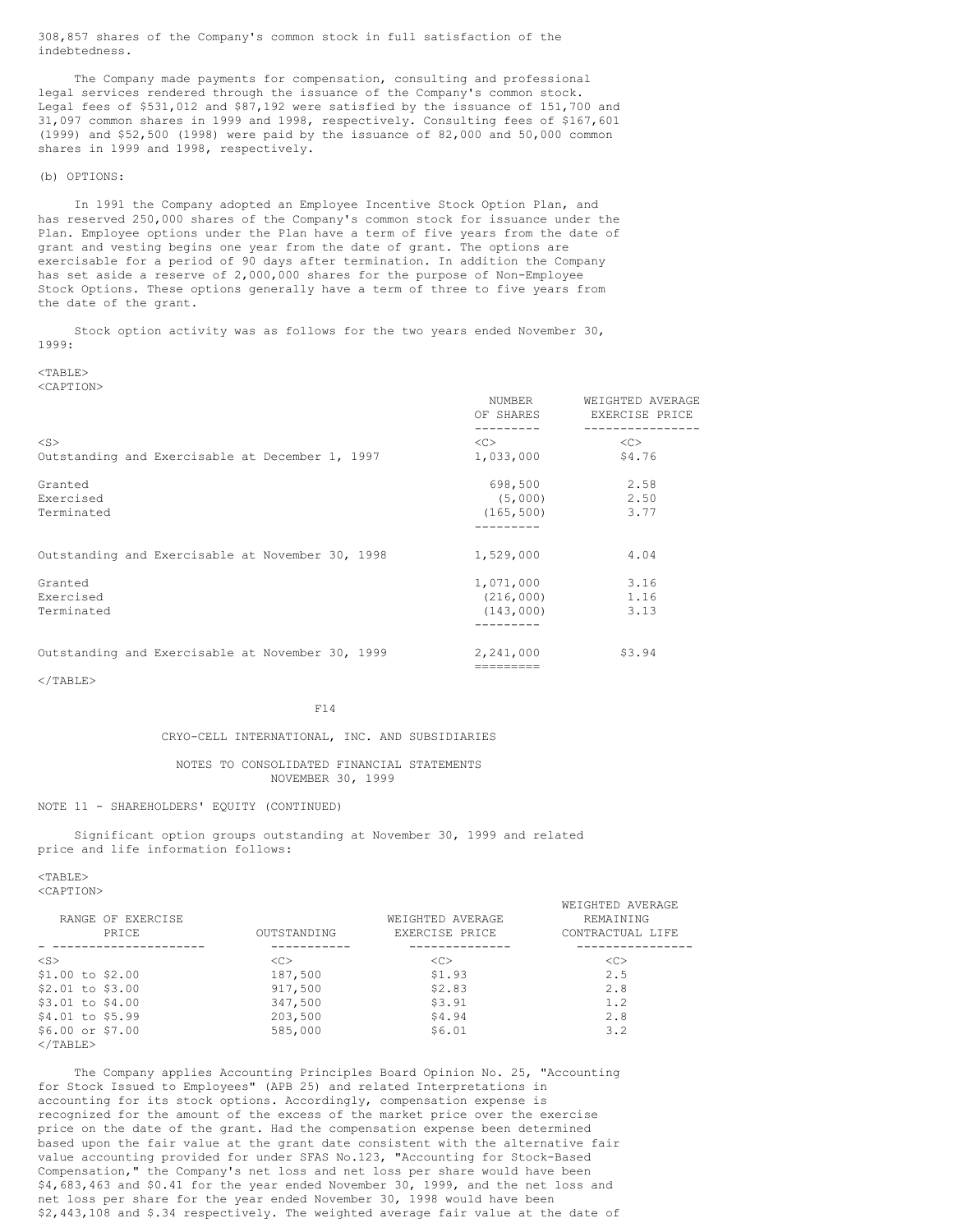308,857 shares of the Company's common stock in full satisfaction of the indebtedness.

The Company made payments for compensation, consulting and professional legal services rendered through the issuance of the Company's common stock. Legal fees of $531,012 and $87,192 were satisfied by the issuance of 151,700 and 31,097 common shares in 1999 and 1998, respectively. Consulting fees of $167,601 (1999) and $52,500 (1998) were paid by the issuance of 82,000 and 50,000 common shares in 1999 and 1998, respectively.

(b) OPTIONS:

In 1991 the Company adopted an Employee Incentive Stock Option Plan, and has reserved 250,000 shares of the Company's common stock for issuance under the Plan. Employee options under the Plan have a term of five years from the date of grant and vesting begins one year from the date of grant. The options are exercisable for a period of 90 days after termination. In addition the Company has set aside a reserve of 2,000,000 shares for the purpose of Non-Employee Stock Options. These options generally have a term of three to five years from the date of the grant.

Stock option activity was as follows for the two years ended November 30, 1999:

| | NUMBER OF SHARES | WEIGHTED AVERAGE EXERCISE PRICE |
|---|---|---|
| Outstanding and Exercisable at December 1, 1997 | 1,033,000 | $4.76 |
| Granted | 698,500 | 2.58 |
| Exercised | (5,000) | 2.50 |
| Terminated | (165,500) | 3.77 |
| Outstanding and Exercisable at November 30, 1998 | 1,529,000 | 4.04 |
| Granted | 1,071,000 | 3.16 |
| Exercised | (216,000) | 1.16 |
| Terminated | (143,000) | 3.13 |
| Outstanding and Exercisable at November 30, 1999 | 2,241,000 | $3.94 |

CRYO-CELL INTERNATIONAL, INC. AND SUBSIDIARIES

NOTES TO CONSOLIDATED FINANCIAL STATEMENTS
NOVEMBER 30, 1999

NOTE 11 - SHAREHOLDERS' EQUITY (CONTINUED)

Significant option groups outstanding at November 30, 1999 and related price and life information follows:

| RANGE OF EXERCISE PRICE | OUTSTANDING | WEIGHTED AVERAGE EXERCISE PRICE | WEIGHTED AVERAGE REMAINING CONTRACTUAL LIFE |
|---|---|---|---|
| $1.00 to $2.00 | 187,500 | $1.93 | 2.5 |
| $2.01 to $3.00 | 917,500 | $2.83 | 2.8 |
| $3.01 to $4.00 | 347,500 | $3.91 | 1.2 |
| $4.01 to $5.99 | 203,500 | $4.94 | 2.8 |
| $6.00 or $7.00 | 585,000 | $6.01 | 3.2 |

The Company applies Accounting Principles Board Opinion No. 25, "Accounting for Stock Issued to Employees" (APB 25) and related Interpretations in accounting for its stock options. Accordingly, compensation expense is recognized for the amount of the excess of the market price over the exercise price on the date of the grant. Had the compensation expense been determined based upon the fair value at the grant date consistent with the alternative fair value accounting provided for under SFAS No.123, "Accounting for Stock-Based Compensation," the Company's net loss and net loss per share would have been $4,683,463 and $0.41 for the year ended November 30, 1999, and the net loss and net loss per share for the year ended November 30, 1998 would have been $2,443,108 and $.34 respectively. The weighted average fair value at the date of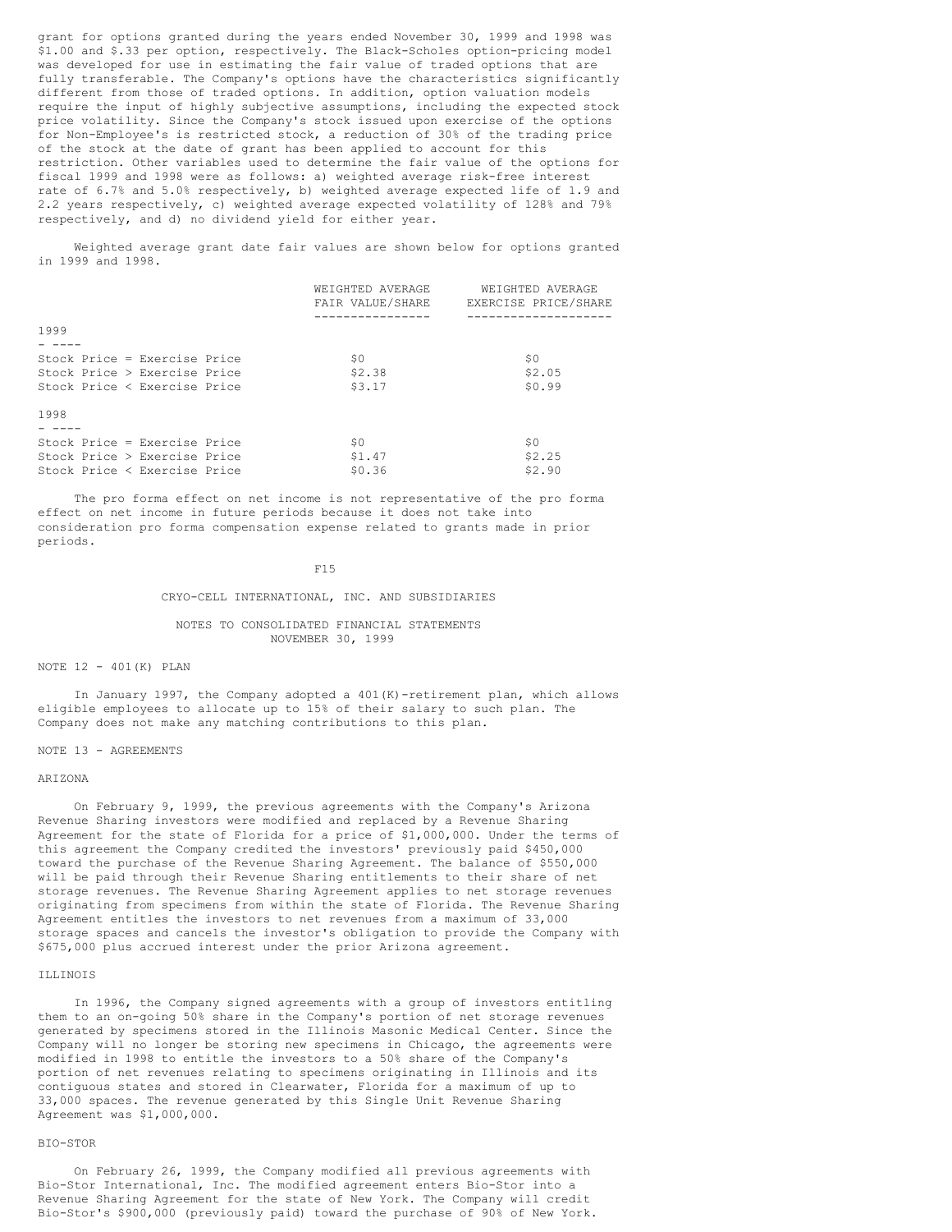grant for options granted during the years ended November 30, 1999 and 1998 was $1.00 and $.33 per option, respectively. The Black-Scholes option-pricing model was developed for use in estimating the fair value of traded options that are fully transferable. The Company's options have the characteristics significantly different from those of traded options. In addition, option valuation models require the input of highly subjective assumptions, including the expected stock price volatility. Since the Company's stock issued upon exercise of the options for Non-Employee's is restricted stock, a reduction of 30% of the trading price of the stock at the date of grant has been applied to account for this restriction. Other variables used to determine the fair value of the options for fiscal 1999 and 1998 were as follows: a) weighted average risk-free interest rate of 6.7% and 5.0% respectively, b) weighted average expected life of 1.9 and 2.2 years respectively, c) weighted average expected volatility of 128% and 79% respectively, and d) no dividend yield for either year.

Weighted average grant date fair values are shown below for options granted in 1999 and 1998.

| | WEIGHTED AVERAGE FAIR VALUE/SHARE | WEIGHTED AVERAGE EXERCISE PRICE/SHARE |
|---|---|---|
| **1999** | | |
| Stock Price = Exercise Price | $0 | $0 |
| Stock Price > Exercise Price | $2.38 | $2.05 |
| Stock Price < Exercise Price | $3.17 | $0.99 |
| **1998** | | |
| Stock Price = Exercise Price | $0 | $0 |
| Stock Price > Exercise Price | $1.47 | $2.25 |
| Stock Price < Exercise Price | $0.36 | $2.90 |

The pro forma effect on net income is not representative of the pro forma effect on net income in future periods because it does not take into consideration pro forma compensation expense related to grants made in prior periods.

CRYO-CELL INTERNATIONAL, INC. AND SUBSIDIARIES

NOTES TO CONSOLIDATED FINANCIAL STATEMENTS
NOVEMBER 30, 1999

## NOTE 12 - 401(K) PLAN

In January 1997, the Company adopted a 401(K)-retirement plan, which allows eligible employees to allocate up to 15% of their salary to such plan. The Company does not make any matching contributions to this plan.

## NOTE 13 - AGREEMENTS

### ARIZONA

On February 9, 1999, the previous agreements with the Company's Arizona Revenue Sharing investors were modified and replaced by a Revenue Sharing Agreement for the state of Florida for a price of $1,000,000. Under the terms of this agreement the Company credited the investors' previously paid $450,000 toward the purchase of the Revenue Sharing Agreement. The balance of $550,000 will be paid through their Revenue Sharing entitlements to their share of net storage revenues. The Revenue Sharing Agreement applies to net storage revenues originating from specimens from within the state of Florida. The Revenue Sharing Agreement entitles the investors to net revenues from a maximum of 33,000 storage spaces and cancels the investor's obligation to provide the Company with $675,000 plus accrued interest under the prior Arizona agreement.

### ILLINOIS

In 1996, the Company signed agreements with a group of investors entitling them to an on-going 50% share in the Company's portion of net storage revenues generated by specimens stored in the Illinois Masonic Medical Center. Since the Company will no longer be storing new specimens in Chicago, the agreements were modified in 1998 to entitle the investors to a 50% share of the Company's portion of net revenues relating to specimens originating in Illinois and its contiguous states and stored in Clearwater, Florida for a maximum of up to 33,000 spaces. The revenue generated by this Single Unit Revenue Sharing Agreement was $1,000,000.

### BIO-STOR

On February 26, 1999, the Company modified all previous agreements with Bio-Stor International, Inc. The modified agreement enters Bio-Stor into a Revenue Sharing Agreement for the state of New York. The Company will credit Bio-Stor's $900,000 (previously paid) toward the purchase of 90% of New York.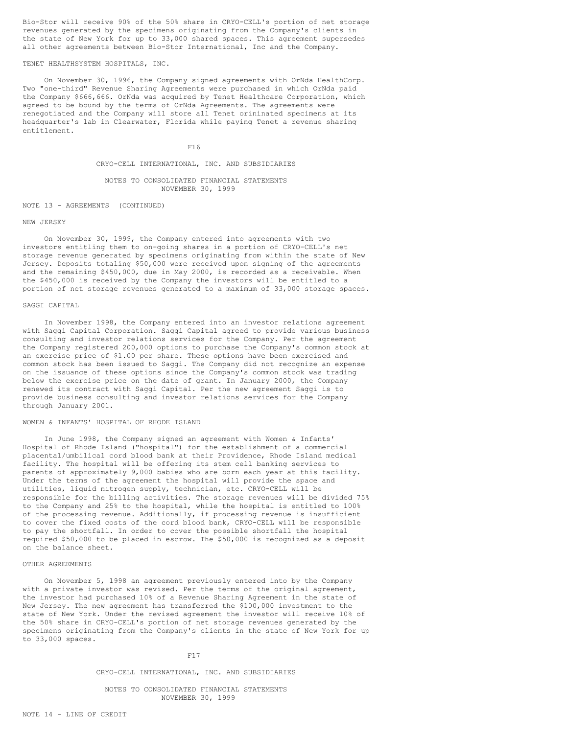Bio-Stor will receive 90% of the 50% share in CRYO-CELL's portion of net storage revenues generated by the specimens originating from the Company's clients in the state of New York for up to 33,000 shared spaces. This agreement supersedes all other agreements between Bio-Stor International, Inc and the Company.

TENET HEALTHSYSTEM HOSPITALS, INC.

On November 30, 1996, the Company signed agreements with OrNda HealthCorp. Two "one-third" Revenue Sharing Agreements were purchased in which OrNda paid the Company $666,666. OrNda was acquired by Tenet Healthcare Corporation, which agreed to be bound by the terms of OrNda Agreements. The agreements were renegotiated and the Company will store all Tenet orininated specimens at its headquarter's lab in Clearwater, Florida while paying Tenet a revenue sharing entitlement.

CRYO-CELL INTERNATIONAL, INC. AND SUBSIDIARIES

NOTES TO CONSOLIDATED FINANCIAL STATEMENTS
NOVEMBER 30, 1999

NOTE 13 - AGREEMENTS (CONTINUED)

NEW JERSEY

On November 30, 1999, the Company entered into agreements with two investors entitling them to on-going shares in a portion of CRYO-CELL's net storage revenue generated by specimens originating from within the state of New Jersey. Deposits totaling $50,000 were received upon signing of the agreements and the remaining $450,000, due in May 2000, is recorded as a receivable. When the $450,000 is received by the Company the investors will be entitled to a portion of net storage revenues generated to a maximum of 33,000 storage spaces.

SAGGI CAPITAL

In November 1998, the Company entered into an investor relations agreement with Saggi Capital Corporation. Saggi Capital agreed to provide various business consulting and investor relations services for the Company. Per the agreement the Company registered 200,000 options to purchase the Company's common stock at an exercise price of $1.00 per share. These options have been exercised and common stock has been issued to Saggi. The Company did not recognize an expense on the issuance of these options since the Company's common stock was trading below the exercise price on the date of grant. In January 2000, the Company renewed its contract with Saggi Capital. Per the new agreement Saggi is to provide business consulting and investor relations services for the Company through January 2001.

WOMEN & INFANTS' HOSPITAL OF RHODE ISLAND

In June 1998, the Company signed an agreement with Women & Infants' Hospital of Rhode Island ("hospital") for the establishment of a commercial placental/umbilical cord blood bank at their Providence, Rhode Island medical facility. The hospital will be offering its stem cell banking services to parents of approximately 9,000 babies who are born each year at this facility. Under the terms of the agreement the hospital will provide the space and utilities, liquid nitrogen supply, technician, etc. CRYO-CELL will be responsible for the billing activities. The storage revenues will be divided 75% to the Company and 25% to the hospital, while the hospital is entitled to 100% of the processing revenue. Additionally, if processing revenue is insufficient to cover the fixed costs of the cord blood bank, CRYO-CELL will be responsible to pay the shortfall. In order to cover the possible shortfall the hospital required $50,000 to be placed in escrow. The $50,000 is recognized as a deposit on the balance sheet.

OTHER AGREEMENTS

On November 5, 1998 an agreement previously entered into by the Company with a private investor was revised. Per the terms of the original agreement, the investor had purchased 10% of a Revenue Sharing Agreement in the state of New Jersey. The new agreement has transferred the $100,000 investment to the state of New York. Under the revised agreement the investor will receive 10% of the 50% share in CRYO-CELL's portion of net storage revenues generated by the specimens originating from the Company's clients in the state of New York for up to 33,000 spaces.

CRYO-CELL INTERNATIONAL, INC. AND SUBSIDIARIES

NOTES TO CONSOLIDATED FINANCIAL STATEMENTS
NOVEMBER 30, 1999

NOTE 14 - LINE OF CREDIT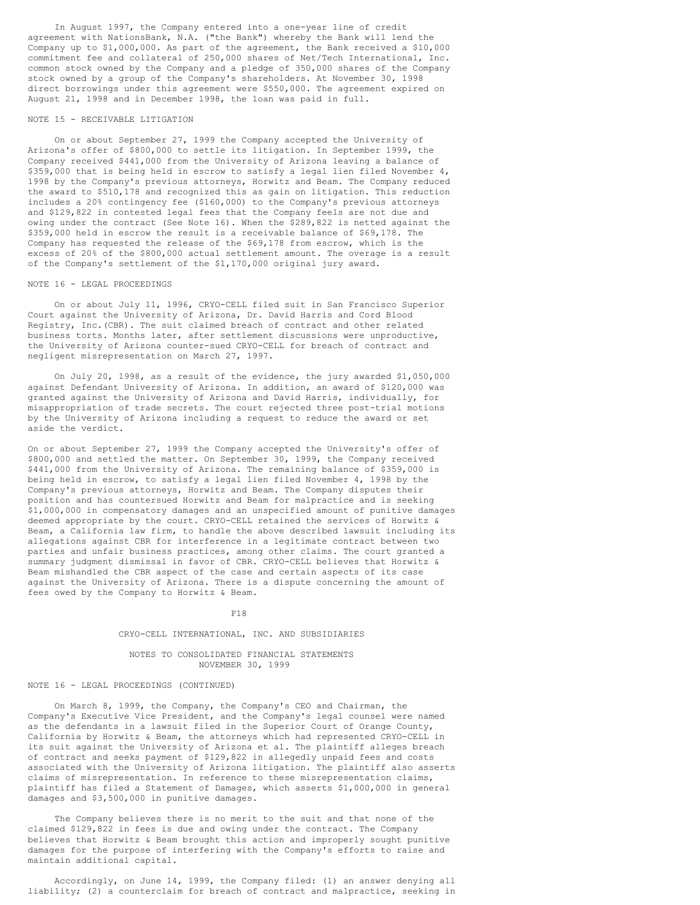In August 1997, the Company entered into a one-year line of credit agreement with NationsBank, N.A. ("the Bank") whereby the Bank will lend the Company up to $1,000,000. As part of the agreement, the Bank received a $10,000 commitment fee and collateral of 250,000 shares of Net/Tech International, Inc. common stock owned by the Company and a pledge of 350,000 shares of the Company stock owned by a group of the Company's shareholders. At November 30, 1998 direct borrowings under this agreement were $550,000. The agreement expired on August 21, 1998 and in December 1998, the loan was paid in full.

NOTE 15 - RECEIVABLE LITIGATION

On or about September 27, 1999 the Company accepted the University of Arizona's offer of $800,000 to settle its litigation. In September 1999, the Company received $441,000 from the University of Arizona leaving a balance of $359,000 that is being held in escrow to satisfy a legal lien filed November 4, 1998 by the Company's previous attorneys, Horwitz and Beam. The Company reduced the award to $510,178 and recognized this as gain on litigation. This reduction includes a 20% contingency fee ($160,000) to the Company's previous attorneys and $129,822 in contested legal fees that the Company feels are not due and owing under the contract (See Note 16). When the $289,822 is netted against the $359,000 held in escrow the result is a receivable balance of $69,178. The Company has requested the release of the $69,178 from escrow, which is the excess of 20% of the $800,000 actual settlement amount. The overage is a result of the Company's settlement of the $1,170,000 original jury award.

NOTE 16 - LEGAL PROCEEDINGS

On or about July 11, 1996, CRYO-CELL filed suit in San Francisco Superior Court against the University of Arizona, Dr. David Harris and Cord Blood Registry, Inc.(CBR). The suit claimed breach of contract and other related business torts. Months later, after settlement discussions were unproductive, the University of Arizona counter-sued CRYO-CELL for breach of contract and negligent misrepresentation on March 27, 1997.

On July 20, 1998, as a result of the evidence, the jury awarded $1,050,000 against Defendant University of Arizona. In addition, an award of $120,000 was granted against the University of Arizona and David Harris, individually, for misappropriation of trade secrets. The court rejected three post-trial motions by the University of Arizona including a request to reduce the award or set aside the verdict.

On or about September 27, 1999 the Company accepted the University's offer of $800,000 and settled the matter. On September 30, 1999, the Company received $441,000 from the University of Arizona. The remaining balance of $359,000 is being held in escrow, to satisfy a legal lien filed November 4, 1998 by the Company's previous attorneys, Horwitz and Beam. The Company disputes their position and has countersued Horwitz and Beam for malpractice and is seeking $1,000,000 in compensatory damages and an unspecified amount of punitive damages deemed appropriate by the court. CRYO-CELL retained the services of Horwitz & Beam, a California law firm, to handle the above described lawsuit including its allegations against CBR for interference in a legitimate contract between two parties and unfair business practices, among other claims. The court granted a summary judgment dismissal in favor of CBR. CRYO-CELL believes that Horwitz & Beam mishandled the CBR aspect of the case and certain aspects of its case against the University of Arizona. There is a dispute concerning the amount of fees owed by the Company to Horwitz & Beam.

CRYO-CELL INTERNATIONAL, INC. AND SUBSIDIARIES

NOTES TO CONSOLIDATED FINANCIAL STATEMENTS
NOVEMBER 30, 1999

NOTE 16 - LEGAL PROCEEDINGS (CONTINUED)

On March 8, 1999, the Company, the Company's CEO and Chairman, the Company's Executive Vice President, and the Company's legal counsel were named as the defendants in a lawsuit filed in the Superior Court of Orange County, California by Horwitz & Beam, the attorneys which had represented CRYO-CELL in its suit against the University of Arizona et al. The plaintiff alleges breach of contract and seeks payment of $129,822 in allegedly unpaid fees and costs associated with the University of Arizona litigation. The plaintiff also asserts claims of misrepresentation. In reference to these misrepresentation claims, plaintiff has filed a Statement of Damages, which asserts $1,000,000 in general damages and $3,500,000 in punitive damages.

The Company believes there is no merit to the suit and that none of the claimed $129,822 in fees is due and owing under the contract. The Company believes that Horwitz & Beam brought this action and improperly sought punitive damages for the purpose of interfering with the Company's efforts to raise and maintain additional capital.

Accordingly, on June 14, 1999, the Company filed: (1) an answer denying all liability; (2) a counterclaim for breach of contract and malpractice, seeking in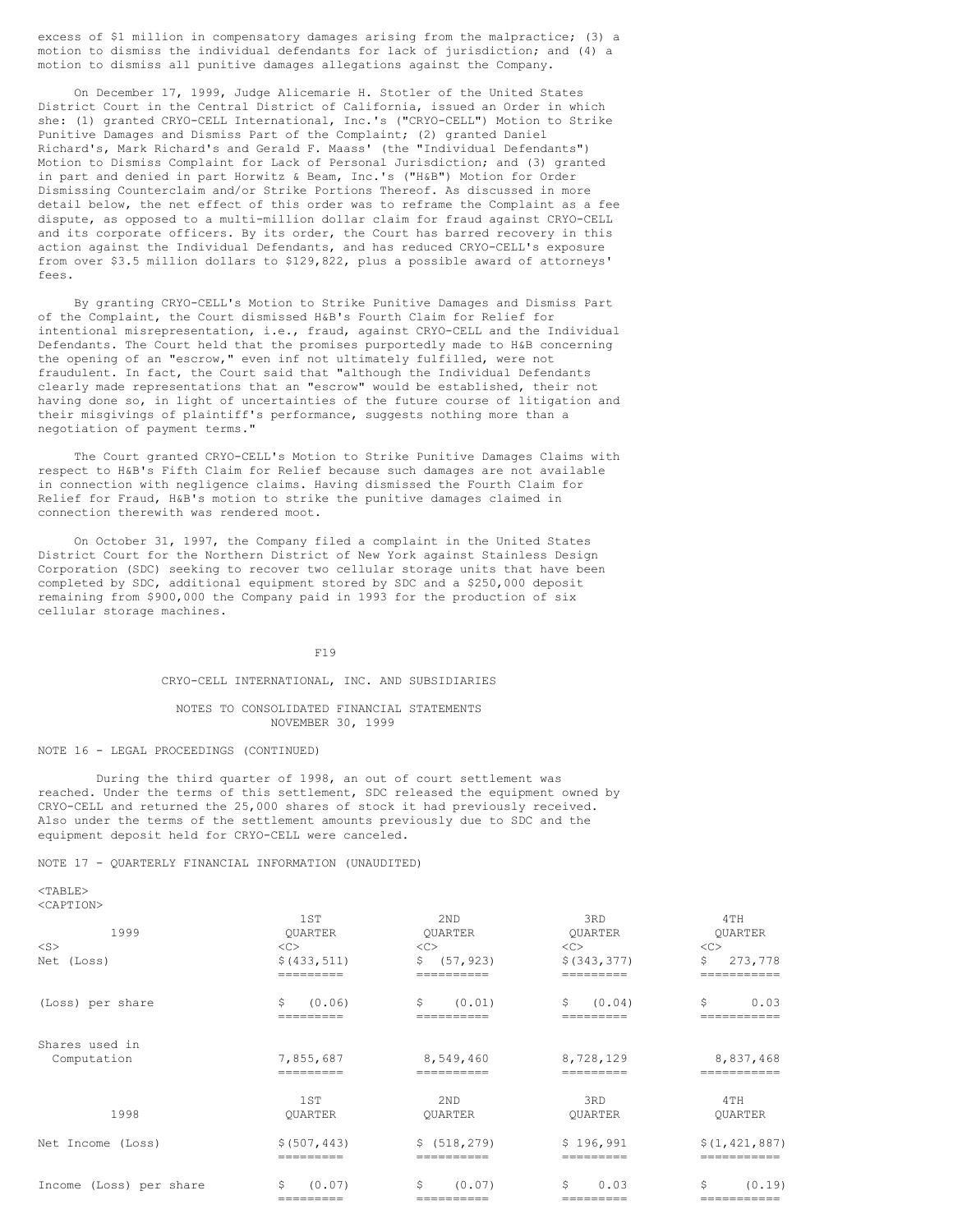excess of $1 million in compensatory damages arising from the malpractice; (3) a motion to dismiss the individual defendants for lack of jurisdiction; and (4) a motion to dismiss all punitive damages allegations against the Company.

On December 17, 1999, Judge Alicemarie H. Stotler of the United States District Court in the Central District of California, issued an Order in which she: (1) granted CRYO-CELL International, Inc.'s ("CRYO-CELL") Motion to Strike Punitive Damages and Dismiss Part of the Complaint; (2) granted Daniel Richard's, Mark Richard's and Gerald F. Maass' (the "Individual Defendants") Motion to Dismiss Complaint for Lack of Personal Jurisdiction; and (3) granted in part and denied in part Horwitz & Beam, Inc.'s ("H&B") Motion for Order Dismissing Counterclaim and/or Strike Portions Thereof. As discussed in more detail below, the net effect of this order was to reframe the Complaint as a fee dispute, as opposed to a multi-million dollar claim for fraud against CRYO-CELL and its corporate officers. By its order, the Court has barred recovery in this action against the Individual Defendants, and has reduced CRYO-CELL's exposure from over $3.5 million dollars to $129,822, plus a possible award of attorneys' fees.

By granting CRYO-CELL's Motion to Strike Punitive Damages and Dismiss Part of the Complaint, the Court dismissed H&B's Fourth Claim for Relief for intentional misrepresentation, i.e., fraud, against CRYO-CELL and the Individual Defendants. The Court held that the promises purportedly made to H&B concerning the opening of an "escrow," even inf not ultimately fulfilled, were not fraudulent. In fact, the Court said that "although the Individual Defendants clearly made representations that an "escrow" would be established, their not having done so, in light of uncertainties of the future course of litigation and their misgivings of plaintiff's performance, suggests nothing more than a negotiation of payment terms."

The Court granted CRYO-CELL's Motion to Strike Punitive Damages Claims with respect to H&B's Fifth Claim for Relief because such damages are not available in connection with negligence claims. Having dismissed the Fourth Claim for Relief for Fraud, H&B's motion to strike the punitive damages claimed in connection therewith was rendered moot.

On October 31, 1997, the Company filed a complaint in the United States District Court for the Northern District of New York against Stainless Design Corporation (SDC) seeking to recover two cellular storage units that have been completed by SDC, additional equipment stored by SDC and a $250,000 deposit remaining from $900,000 the Company paid in 1993 for the production of six cellular storage machines.

CRYO-CELL INTERNATIONAL, INC. AND SUBSIDIARIES

NOTES TO CONSOLIDATED FINANCIAL STATEMENTS
NOVEMBER 30, 1999

NOTE 16 - LEGAL PROCEEDINGS (CONTINUED)

During the third quarter of 1998, an out of court settlement was reached. Under the terms of this settlement, SDC released the equipment owned by CRYO-CELL and returned the 25,000 shares of stock it had previously received. Also under the terms of the settlement amounts previously due to SDC and the equipment deposit held for CRYO-CELL were canceled.

NOTE 17 - QUARTERLY FINANCIAL INFORMATION (UNAUDITED)

| 1999 | 1ST QUARTER | 2ND QUARTER | 3RD QUARTER | 4TH QUARTER |
|---|---|---|---|---|
| Net (Loss) | $(433,511) | $ (57,923) | $(343,377) | $ 273,778 |
| (Loss) per share | $ (0.06) | $ (0.01) | $ (0.04) | $ 0.03 |
| Shares used in Computation | 7,855,687 | 8,549,460 | 8,728,129 | 8,837,468 |
| **1998** | **1ST QUARTER** | **2ND QUARTER** | **3RD QUARTER** | **4TH QUARTER** |
| Net Income (Loss) | $(507,443) | $ (518,279) | $ 196,991 | $(1,421,887) |
| Income (Loss) per share | $ (0.07) | $ (0.07) | $ 0.03 | $ (0.19) |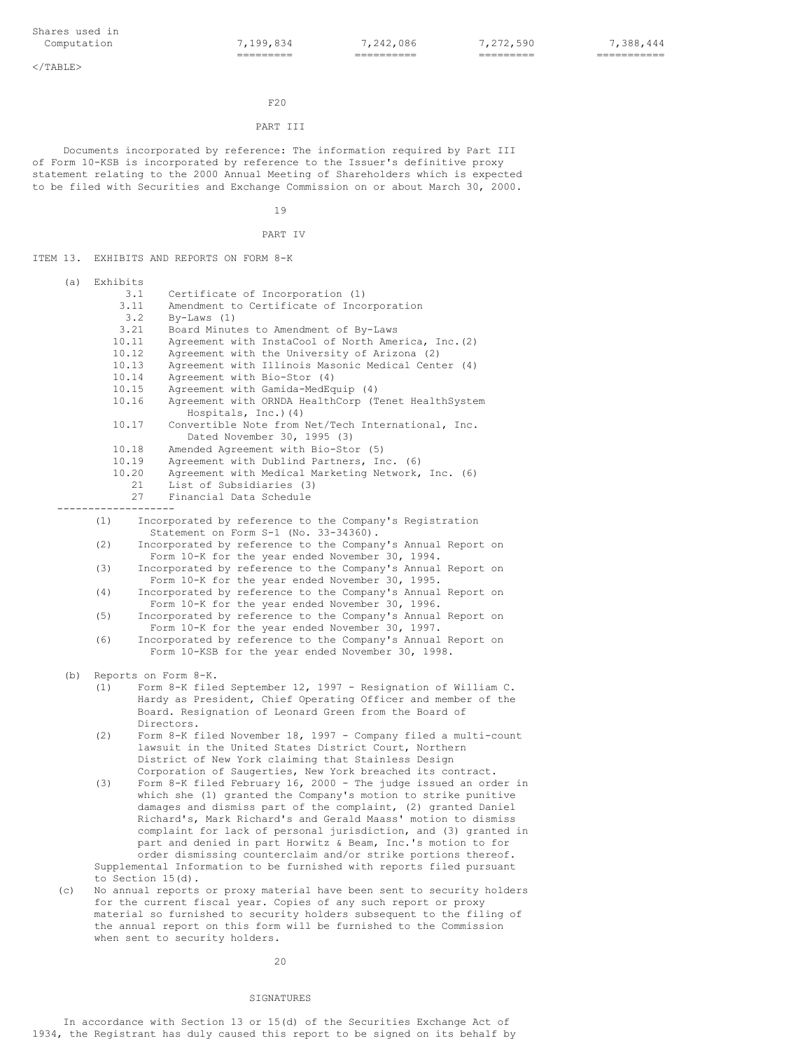| Shares used in Computation | 7,199,834 | 7,242,086 | 7,272,590 | 7,388,444 |
|---|---|---|---|---|

F20

## PART III

Documents incorporated by reference: The information required by Part III of Form 10-KSB is incorporated by reference to the Issuer's definitive proxy statement relating to the 2000 Annual Meeting of Shareholders which is expected to be filed with Securities and Exchange Commission on or about March 30, 2000.

## PART IV

### ITEM 13. EXHIBITS AND REPORTS ON FORM 8-K

(a) Exhibits

| | |
|---|---|
| 3.1 | Certificate of Incorporation (1) |
| 3.11 | Amendment to Certificate of Incorporation |
| 3.2 | By-Laws (1) |
| 3.21 | Board Minutes to Amendment of By-Laws |
| 10.11 | Agreement with InstaCool of North America, Inc.(2) |
| 10.12 | Agreement with the University of Arizona (2) |
| 10.13 | Agreement with Illinois Masonic Medical Center (4) |
| 10.14 | Agreement with Bio-Stor (4) |
| 10.15 | Agreement with Gamida-MedEquip (4) |
| 10.16 | Agreement with ORNDA HealthCorp (Tenet HealthSystem Hospitals, Inc.)(4) |
| 10.17 | Convertible Note from Net/Tech International, Inc. Dated November 30, 1995 (3) |
| 10.18 | Amended Agreement with Bio-Stor (5) |
| 10.19 | Agreement with Dublind Partners, Inc. (6) |
| 10.20 | Agreement with Medical Marketing Network, Inc. (6) |
| 21 | List of Subsidiaries (3) |
| 27 | Financial Data Schedule |

---

(1) Incorporated by reference to the Company's Registration Statement on Form S-1 (No. 33-34360).
(2) Incorporated by reference to the Company's Annual Report on Form 10-K for the year ended November 30, 1994.
(3) Incorporated by reference to the Company's Annual Report on Form 10-K for the year ended November 30, 1995.
(4) Incorporated by reference to the Company's Annual Report on Form 10-K for the year ended November 30, 1996.
(5) Incorporated by reference to the Company's Annual Report on Form 10-K for the year ended November 30, 1997.
(6) Incorporated by reference to the Company's Annual Report on Form 10-KSB for the year ended November 30, 1998.

(b) Reports on Form 8-K.

(1) Form 8-K filed September 12, 1997 - Resignation of William C. Hardy as President, Chief Operating Officer and member of the Board. Resignation of Leonard Green from the Board of Directors.
(2) Form 8-K filed November 18, 1997 - Company filed a multi-count lawsuit in the United States District Court, Northern District of New York claiming that Stainless Design Corporation of Saugerties, New York breached its contract.
(3) Form 8-K filed February 16, 2000 - The judge issued an order in which she (1) granted the Company's motion to strike punitive damages and dismiss part of the complaint, (2) granted Daniel Richard's, Mark Richard's and Gerald Maass' motion to dismiss complaint for lack of personal jurisdiction, and (3) granted in part and denied in part Horwitz & Beam, Inc.'s motion to for order dismissing counterclaim and/or strike portions thereof.

Supplemental Information to be furnished with reports filed pursuant to Section 15(d).

(c) No annual reports or proxy material have been sent to security holders for the current fiscal year. Copies of any such report or proxy material so furnished to security holders subsequent to the filing of the annual report on this form will be furnished to the Commission when sent to security holders.

## SIGNATURES

In accordance with Section 13 or 15(d) of the Securities Exchange Act of 1934, the Registrant has duly caused this report to be signed on its behalf by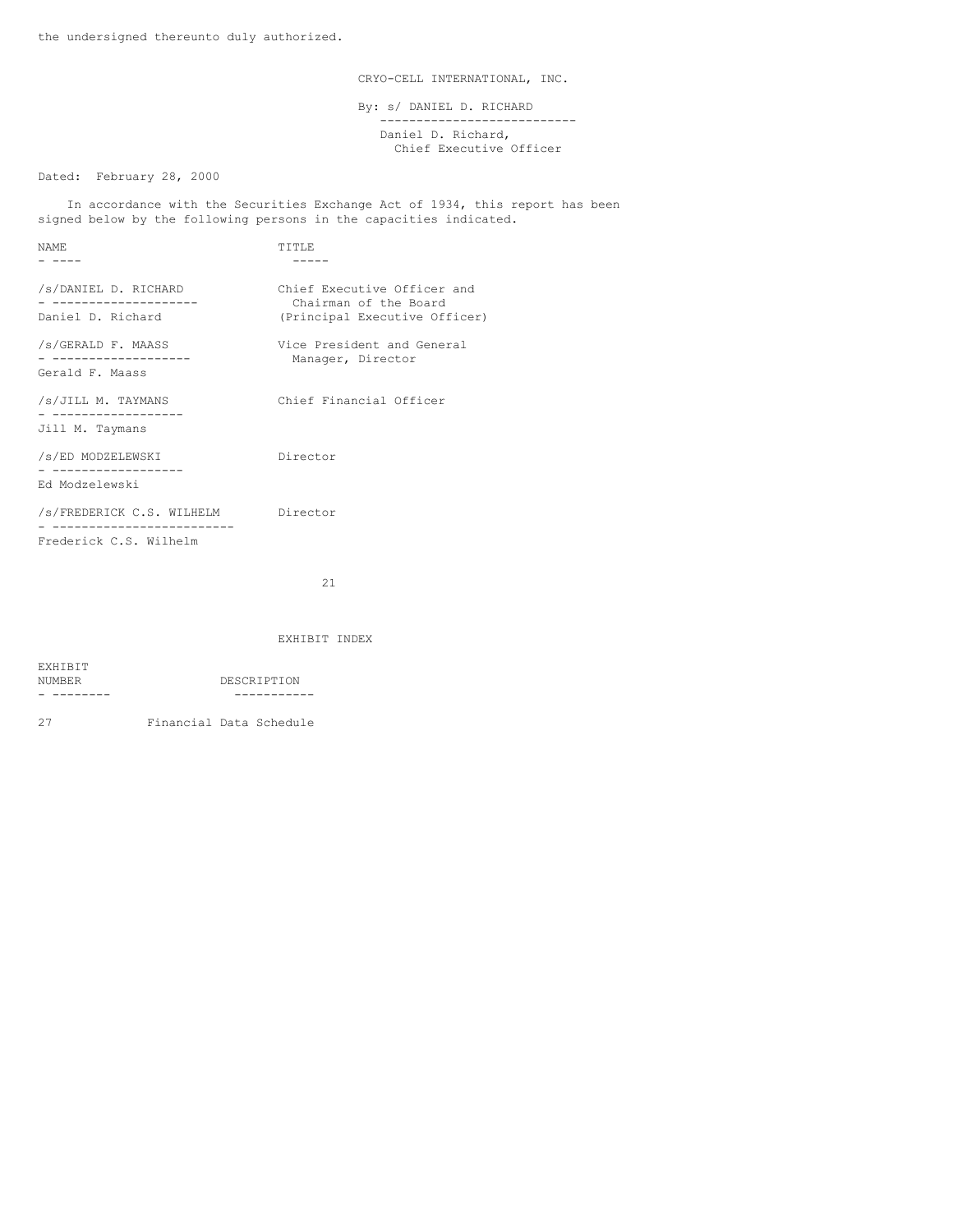the undersigned thereunto duly authorized.

CRYO-CELL INTERNATIONAL, INC.

By: s/ DANIEL D. RICHARD

Daniel D. Richard,
Chief Executive Officer

Dated: February 28, 2000

In accordance with the Securities Exchange Act of 1934, this report has been signed below by the following persons in the capacities indicated.

| NAME | TITLE |
| --- | --- |
| /s/DANIEL D. RICHARD<br>Daniel D. Richard | Chief Executive Officer and Chairman of the Board (Principal Executive Officer) |
| /s/GERALD F. MAASS<br>Gerald F. Maass | Vice President and General Manager, Director |
| /s/JILL M. TAYMANS<br>Jill M. Taymans | Chief Financial Officer |
| /s/ED MODZELEWSKI<br>Ed Modzelewski | Director |
| /s/FREDERICK C.S. WILHELM<br>Frederick C.S. Wilhelm | Director |

## EXHIBIT INDEX

| EXHIBIT NUMBER | DESCRIPTION |
| --- | --- |
| 27 | Financial Data Schedule |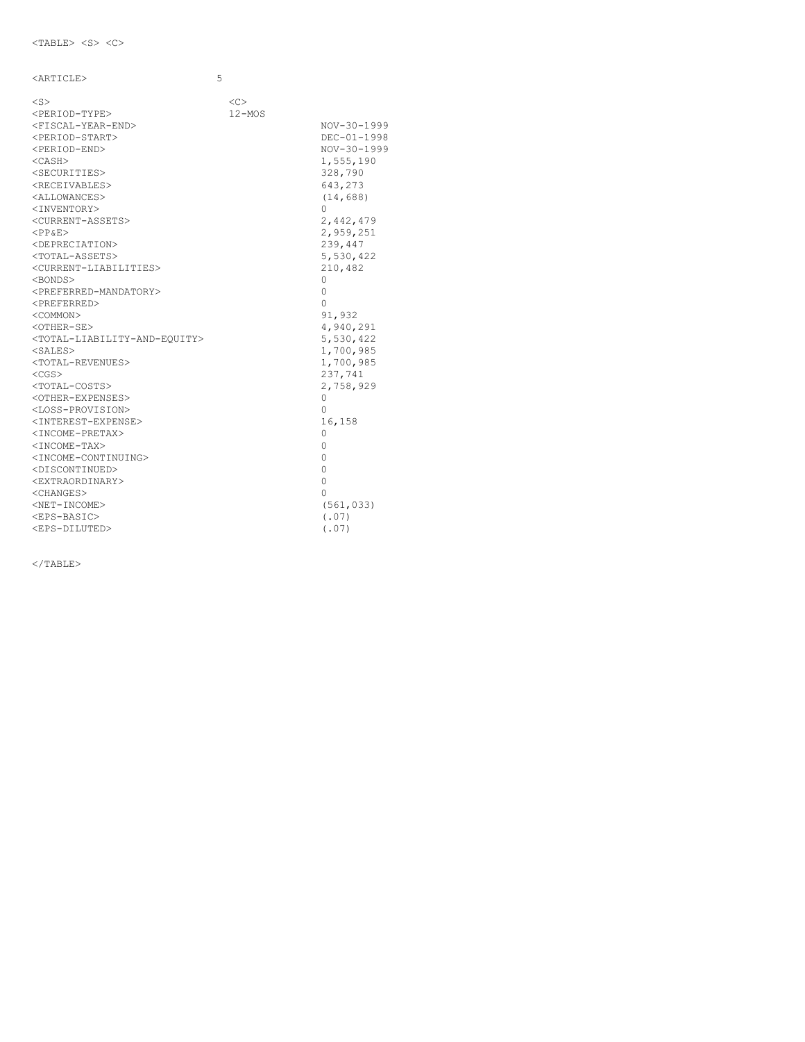```
<TABLE> <S> <C>

<ARTICLE>                     5

<S>                             <C>
<PERIOD-TYPE>                   12-MOS
<FISCAL-YEAR-END>                          NOV-30-1999
<PERIOD-START>                             DEC-01-1998
<PERIOD-END>                               NOV-30-1999
<CASH>                                       1,555,190
<SECURITIES>                                   328,790
<RECEIVABLES>                                  643,273
<ALLOWANCES>                                  (14,688)
<INVENTORY>                                          0
<CURRENT-ASSETS>                             2,442,479
<PP&E>                                       2,959,251
<DEPRECIATION>                                 239,447
<TOTAL-ASSETS>                               5,530,422
<CURRENT-LIABILITIES>                          210,482
<BONDS>                                              0
<PREFERRED-MANDATORY>                                0
<PREFERRED>                                          0
<COMMON>                                        91,932
<OTHER-SE>                                   4,940,291
<TOTAL-LIABILITY-AND-EQUITY>                 5,530,422
<SALES>                                      1,700,985
<TOTAL-REVENUES>                             1,700,985
<CGS>                                          237,741
<TOTAL-COSTS>                                2,758,929
<OTHER-EXPENSES>                                     0
<LOSS-PROVISION>                                     0
<INTEREST-EXPENSE>                              16,158
<INCOME-PRETAX>                                      0
<INCOME-TAX>                                         0
<INCOME-CONTINUING>                                  0
<DISCONTINUED>                                       0
<EXTRAORDINARY>                                      0
<CHANGES>                                            0
<NET-INCOME>                                 (561,033)
<EPS-BASIC>                                      (.07)
<EPS-DILUTED>                                    (.07)

</TABLE>
```